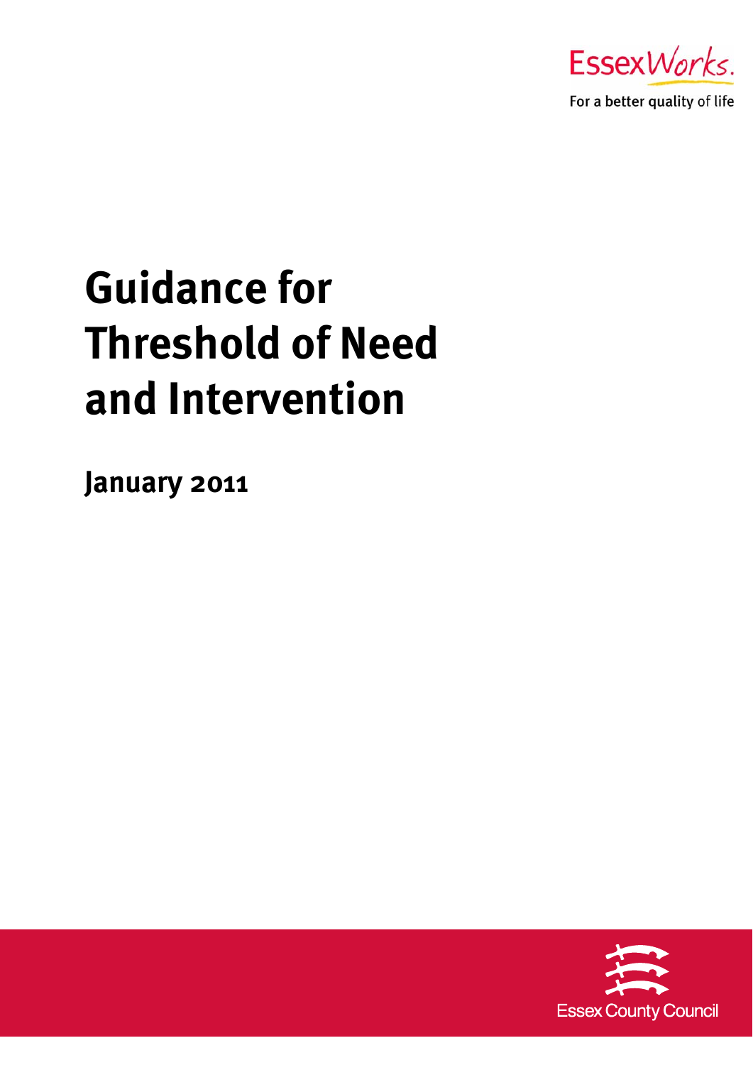EssexWorks.

For a better quality of life

# Guidance for Threshold of Need and Intervention

**January 2011**

Essex County Council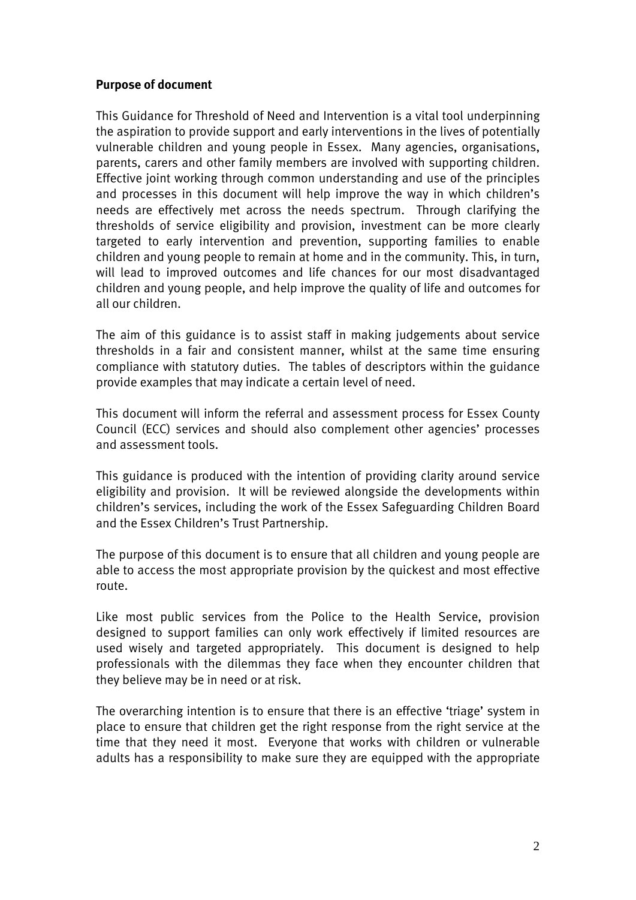**Purpose of document**

This Guidance for Threshold of Need and Intervention is a vital tool underpinning the aspiration to provide support and early interventions in the lives of potentially vulnerable children and young people in Essex. Many agencies, organisations, parents, carers and other family members are involved with supporting children. Effective joint working through common understanding and use of the principles and processes in this document will help improve the way in which children's needs are effectively met across the needs spectrum. Through clarifying the thresholds of service eligibility and provision, investment can be more clearly targeted to early intervention and prevention, supporting families to enable children and young people to remain at home and in the community. This, in turn, will lead to improved outcomes and life chances for our most disadvantaged children and young people, and help improve the quality of life and outcomes for all our children.

The aim of this guidance is to assist staff in making judgements about service thresholds in a fair and consistent manner, whilst at the same time ensuring compliance with statutory duties. The tables of descriptors within the guidance provide examples that may indicate a certain level of need.

This document will inform the referral and assessment process for Essex County Council (ECC) services and should also complement other agencies' processes and assessment tools.

This guidance is produced with the intention of providing clarity around service eligibility and provision. It will be reviewed alongside the developments within children's services, including the work of the Essex Safeguarding Children Board and the Essex Children's Trust Partnership.

The purpose of this document is to ensure that all children and young people are able to access the most appropriate provision by the quickest and most effective route.

Like most public services from the Police to the Health Service, provision designed to support families can only work effectively if limited resources are used wisely and targeted appropriately. This document is designed to help professionals with the dilemmas they face when they encounter children that they believe may be in need or at risk.

The overarching intention is to ensure that there is an effective 'triage' system in place to ensure that children get the right response from the right service at the time that they need it most. Everyone that works with children or vulnerable adults has a responsibility to make sure they are equipped with the appropriate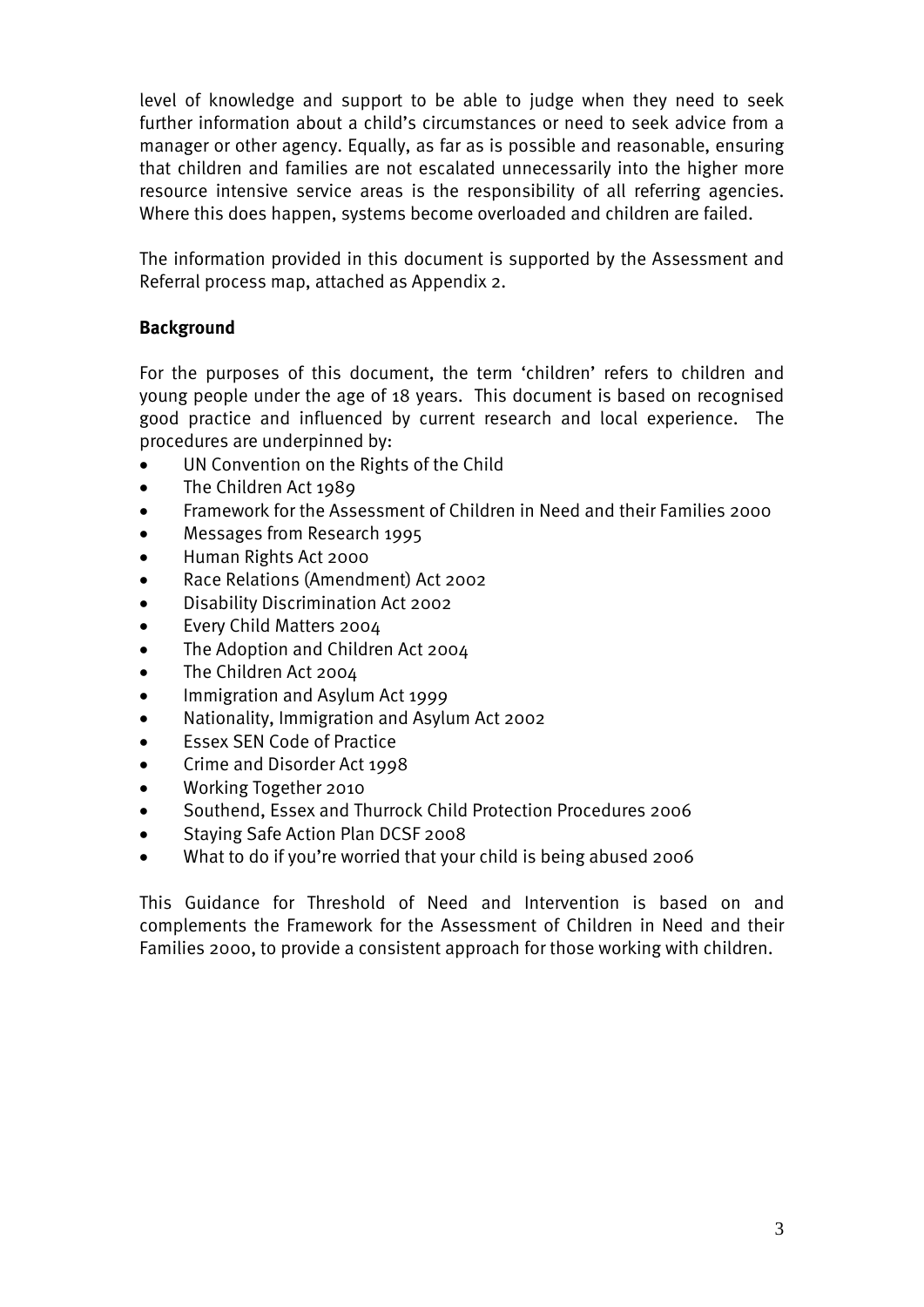level of knowledge and support to be able to judge when they need to seek further information about a child's circumstances or need to seek advice from a manager or other agency. Equally, as far as is possible and reasonable, ensuring that children and families are not escalated unnecessarily into the higher more resource intensive service areas is the responsibility of all referring agencies. Where this does happen, systems become overloaded and children are failed.

The information provided in this document is supported by the Assessment and Referral process map, attached as Appendix 2.

**Background**

For the purposes of this document, the term 'children' refers to children and young people under the age of 18 years. This document is based on recognised good practice and influenced by current research and local experience. The procedures are underpinned by:

- UN Convention on the Rights of the Child
- The Children Act 1989
- Framework for the Assessment of Children in Need and their Families 2000
- Messages from Research 1995
- Human Rights Act 2000
- Race Relations (Amendment) Act 2002
- Disability Discrimination Act 2002
- Every Child Matters 2004
- The Adoption and Children Act 2004
- The Children Act 2004
- Immigration and Asylum Act 1999
- Nationality, Immigration and Asylum Act 2002
- Essex SEN Code of Practice
- Crime and Disorder Act 1998
- Working Together 2010
- Southend, Essex and Thurrock Child Protection Procedures 2006
- Staying Safe Action Plan DCSF 2008
- What to do if you're worried that your child is being abused 2006

This Guidance for Threshold of Need and Intervention is based on and complements the Framework for the Assessment of Children in Need and their Families 2000, to provide a consistent approach for those working with children.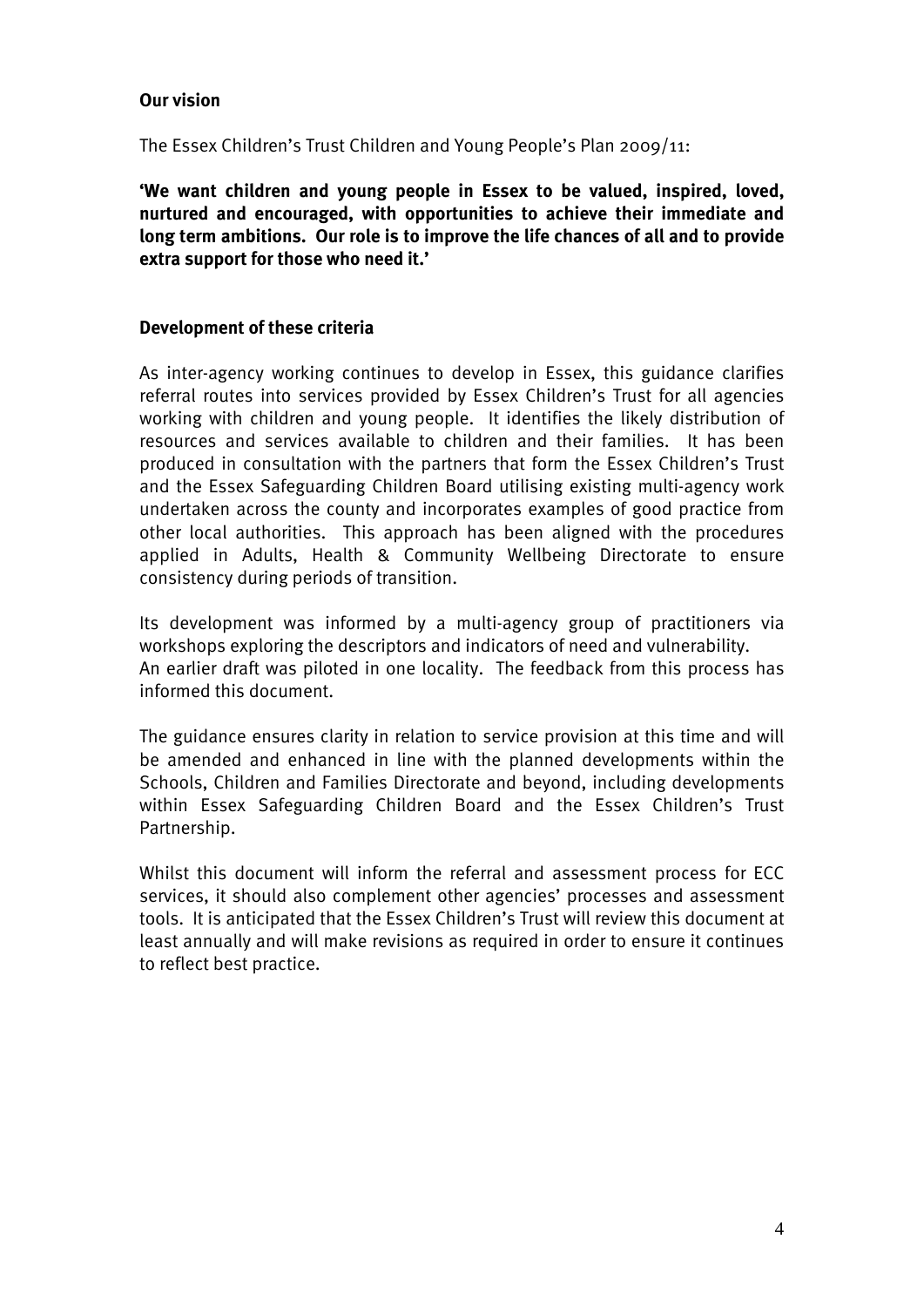## Our vision

The Essex Children's Trust Children and Young People's Plan 2009/11:

**'We want children and young people in Essex to be valued, inspired, loved, nurtured and encouraged, with opportunities to achieve their immediate and long term ambitions. Our role is to improve the life chances of all and to provide extra support for those who need it.'**

## Development of these criteria

As inter-agency working continues to develop in Essex, this guidance clarifies referral routes into services provided by Essex Children's Trust for all agencies working with children and young people. It identifies the likely distribution of resources and services available to children and their families. It has been produced in consultation with the partners that form the Essex Children's Trust and the Essex Safeguarding Children Board utilising existing multi-agency work undertaken across the county and incorporates examples of good practice from other local authorities. This approach has been aligned with the procedures applied in Adults, Health & Community Wellbeing Directorate to ensure consistency during periods of transition.

Its development was informed by a multi-agency group of practitioners via workshops exploring the descriptors and indicators of need and vulnerability. An earlier draft was piloted in one locality. The feedback from this process has informed this document.

The guidance ensures clarity in relation to service provision at this time and will be amended and enhanced in line with the planned developments within the Schools, Children and Families Directorate and beyond, including developments within Essex Safeguarding Children Board and the Essex Children's Trust Partnership.

Whilst this document will inform the referral and assessment process for ECC services, it should also complement other agencies' processes and assessment tools. It is anticipated that the Essex Children's Trust will review this document at least annually and will make revisions as required in order to ensure it continues to reflect best practice.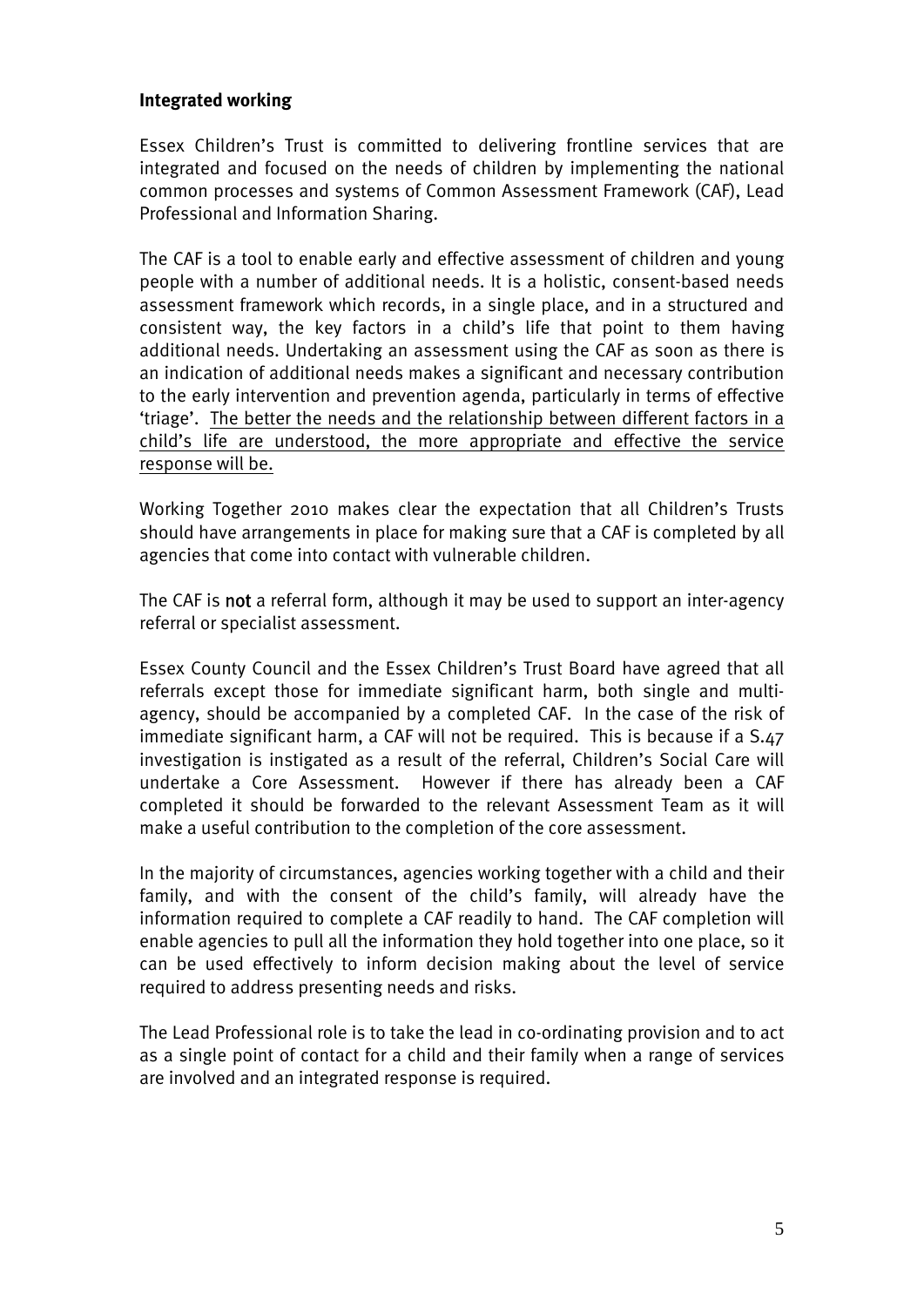**Integrated working**

Essex Children's Trust is committed to delivering frontline services that are integrated and focused on the needs of children by implementing the national common processes and systems of Common Assessment Framework (CAF), Lead Professional and Information Sharing.

The CAF is a tool to enable early and effective assessment of children and young people with a number of additional needs. It is a holistic, consent-based needs assessment framework which records, in a single place, and in a structured and consistent way, the key factors in a child's life that point to them having additional needs. Undertaking an assessment using the CAF as soon as there is an indication of additional needs makes a significant and necessary contribution to the early intervention and prevention agenda, particularly in terms of effective 'triage'. <u>The better the needs and the relationship between different factors in a child's life are understood, the more appropriate and effective the service response will be.</u>

Working Together 2010 makes clear the expectation that all Children's Trusts should have arrangements in place for making sure that a CAF is completed by all agencies that come into contact with vulnerable children.

The CAF is **not** a referral form, although it may be used to support an inter-agency referral or specialist assessment.

Essex County Council and the Essex Children's Trust Board have agreed that all referrals except those for immediate significant harm, both single and multi-agency, should be accompanied by a completed CAF. In the case of the risk of immediate significant harm, a CAF will not be required. This is because if a S.47 investigation is instigated as a result of the referral, Children's Social Care will undertake a Core Assessment. However if there has already been a CAF completed it should be forwarded to the relevant Assessment Team as it will make a useful contribution to the completion of the core assessment.

In the majority of circumstances, agencies working together with a child and their family, and with the consent of the child's family, will already have the information required to complete a CAF readily to hand. The CAF completion will enable agencies to pull all the information they hold together into one place, so it can be used effectively to inform decision making about the level of service required to address presenting needs and risks.

The Lead Professional role is to take the lead in co-ordinating provision and to act as a single point of contact for a child and their family when a range of services are involved and an integrated response is required.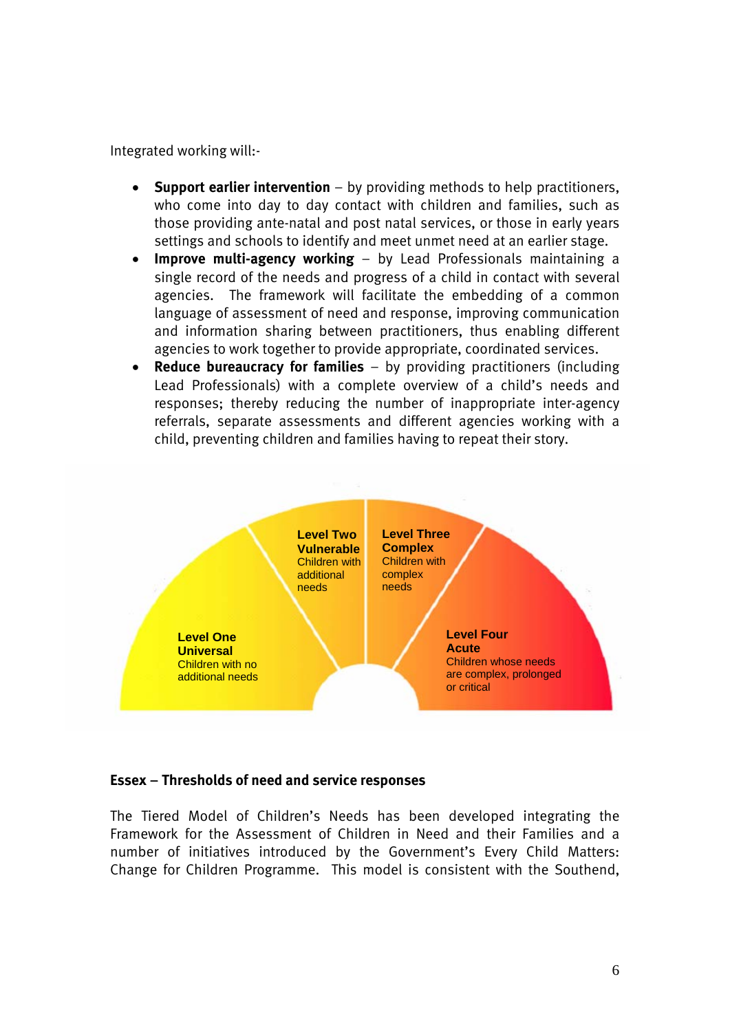Integrated working will:-

- **Support earlier intervention** – by providing methods to help practitioners, who come into day to day contact with children and families, such as those providing ante-natal and post natal services, or those in early years settings and schools to identify and meet unmet need at an earlier stage.
- **Improve multi-agency working** – by Lead Professionals maintaining a single record of the needs and progress of a child in contact with several agencies. The framework will facilitate the embedding of a common language of assessment of need and response, improving communication and information sharing between practitioners, thus enabling different agencies to work together to provide appropriate, coordinated services.
- **Reduce bureaucracy for families** – by providing practitioners (including Lead Professionals) with a complete overview of a child's needs and responses; thereby reducing the number of inappropriate inter-agency referrals, separate assessments and different agencies working with a child, preventing children and families having to repeat their story.

**Level One Universal** Children with no additional needs

**Level Two Vulnerable** Children with additional needs

**Level Three Complex** Children with complex needs

**Level Four Acute** Children whose needs are complex, prolonged or critical

**Essex – Thresholds of need and service responses**

The Tiered Model of Children's Needs has been developed integrating the Framework for the Assessment of Children in Need and their Families and a number of initiatives introduced by the Government's Every Child Matters: Change for Children Programme. This model is consistent with the Southend,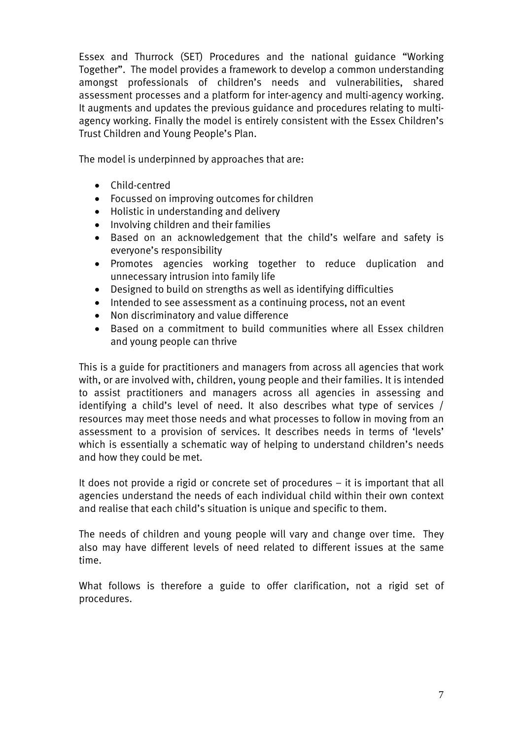Essex and Thurrock (SET) Procedures and the national guidance "Working Together". The model provides a framework to develop a common understanding amongst professionals of children's needs and vulnerabilities, shared assessment processes and a platform for inter-agency and multi-agency working. It augments and updates the previous guidance and procedures relating to multi-agency working. Finally the model is entirely consistent with the Essex Children's Trust Children and Young People's Plan.

The model is underpinned by approaches that are:

- Child-centred
- Focussed on improving outcomes for children
- Holistic in understanding and delivery
- Involving children and their families
- Based on an acknowledgement that the child's welfare and safety is everyone's responsibility
- Promotes agencies working together to reduce duplication and unnecessary intrusion into family life
- Designed to build on strengths as well as identifying difficulties
- Intended to see assessment as a continuing process, not an event
- Non discriminatory and value difference
- Based on a commitment to build communities where all Essex children and young people can thrive

This is a guide for practitioners and managers from across all agencies that work with, or are involved with, children, young people and their families. It is intended to assist practitioners and managers across all agencies in assessing and identifying a child's level of need. It also describes what type of services / resources may meet those needs and what processes to follow in moving from an assessment to a provision of services. It describes needs in terms of 'levels' which is essentially a schematic way of helping to understand children's needs and how they could be met.

It does not provide a rigid or concrete set of procedures – it is important that all agencies understand the needs of each individual child within their own context and realise that each child's situation is unique and specific to them.

The needs of children and young people will vary and change over time. They also may have different levels of need related to different issues at the same time.

What follows is therefore a guide to offer clarification, not a rigid set of procedures.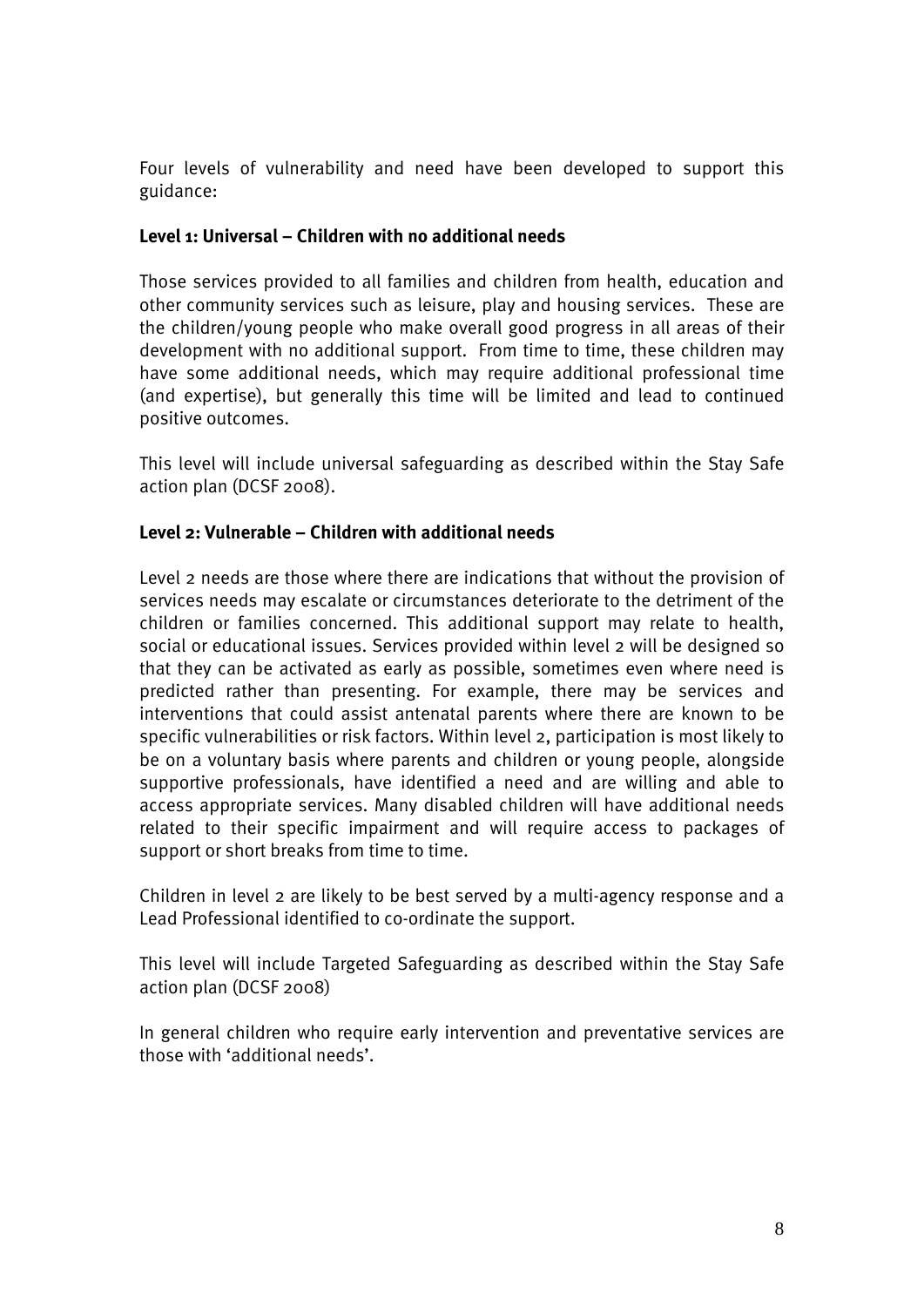Four levels of vulnerability and need have been developed to support this guidance:

**Level 1: Universal – Children with no additional needs**

Those services provided to all families and children from health, education and other community services such as leisure, play and housing services. These are the children/young people who make overall good progress in all areas of their development with no additional support. From time to time, these children may have some additional needs, which may require additional professional time (and expertise), but generally this time will be limited and lead to continued positive outcomes.

This level will include universal safeguarding as described within the Stay Safe action plan (DCSF 2008).

**Level 2: Vulnerable – Children with additional needs**

Level 2 needs are those where there are indications that without the provision of services needs may escalate or circumstances deteriorate to the detriment of the children or families concerned. This additional support may relate to health, social or educational issues. Services provided within level 2 will be designed so that they can be activated as early as possible, sometimes even where need is predicted rather than presenting. For example, there may be services and interventions that could assist antenatal parents where there are known to be specific vulnerabilities or risk factors. Within level 2, participation is most likely to be on a voluntary basis where parents and children or young people, alongside supportive professionals, have identified a need and are willing and able to access appropriate services. Many disabled children will have additional needs related to their specific impairment and will require access to packages of support or short breaks from time to time.

Children in level 2 are likely to be best served by a multi-agency response and a Lead Professional identified to co-ordinate the support.

This level will include Targeted Safeguarding as described within the Stay Safe action plan (DCSF 2008)

In general children who require early intervention and preventative services are those with 'additional needs'.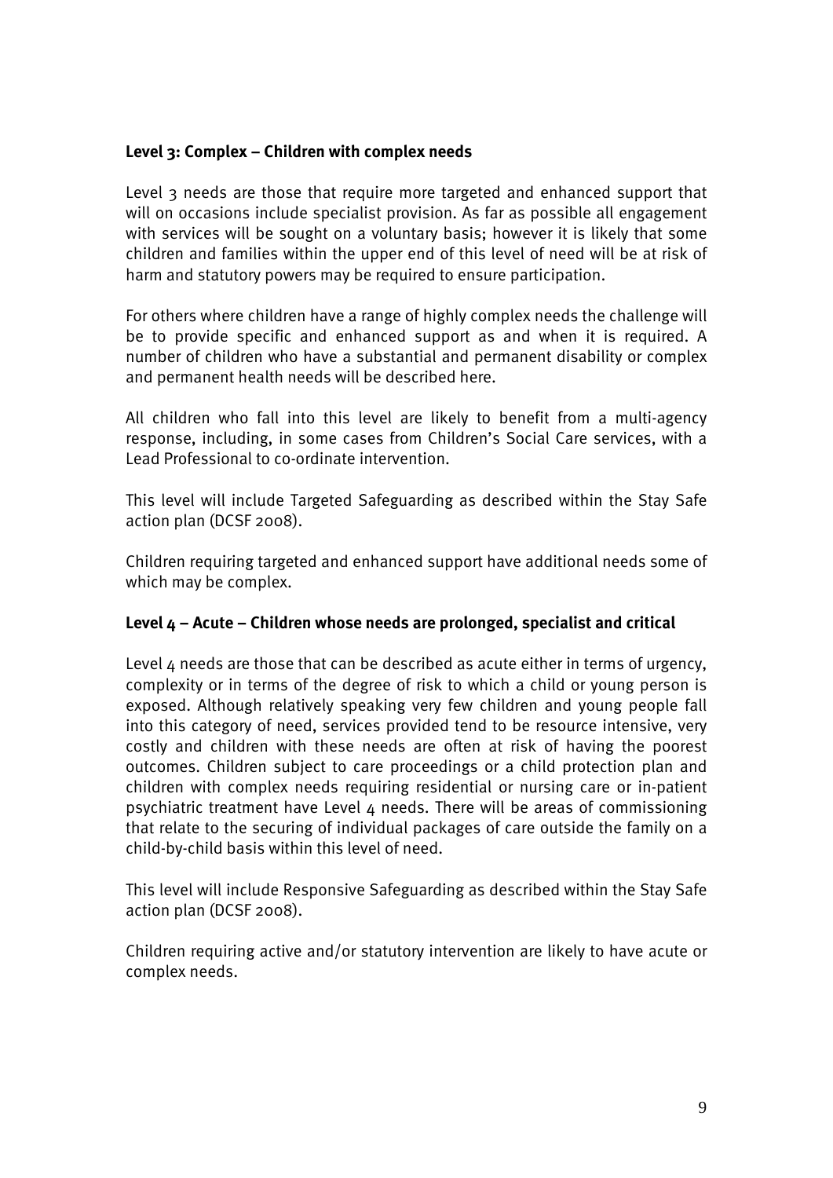### Level 3: Complex – Children with complex needs

Level 3 needs are those that require more targeted and enhanced support that will on occasions include specialist provision. As far as possible all engagement with services will be sought on a voluntary basis; however it is likely that some children and families within the upper end of this level of need will be at risk of harm and statutory powers may be required to ensure participation.

For others where children have a range of highly complex needs the challenge will be to provide specific and enhanced support as and when it is required. A number of children who have a substantial and permanent disability or complex and permanent health needs will be described here.

All children who fall into this level are likely to benefit from a multi-agency response, including, in some cases from Children's Social Care services, with a Lead Professional to co-ordinate intervention.

This level will include Targeted Safeguarding as described within the Stay Safe action plan (DCSF 2008).

Children requiring targeted and enhanced support have additional needs some of which may be complex.

### Level 4 – Acute – Children whose needs are prolonged, specialist and critical

Level 4 needs are those that can be described as acute either in terms of urgency, complexity or in terms of the degree of risk to which a child or young person is exposed. Although relatively speaking very few children and young people fall into this category of need, services provided tend to be resource intensive, very costly and children with these needs are often at risk of having the poorest outcomes. Children subject to care proceedings or a child protection plan and children with complex needs requiring residential or nursing care or in-patient psychiatric treatment have Level 4 needs. There will be areas of commissioning that relate to the securing of individual packages of care outside the family on a child-by-child basis within this level of need.

This level will include Responsive Safeguarding as described within the Stay Safe action plan (DCSF 2008).

Children requiring active and/or statutory intervention are likely to have acute or complex needs.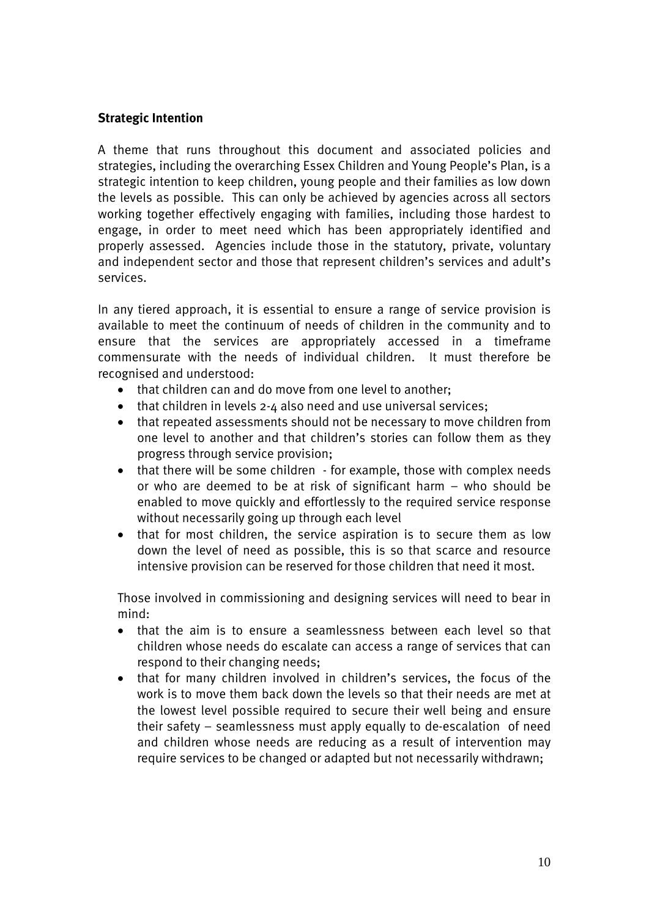**Strategic Intention**

A theme that runs throughout this document and associated policies and strategies, including the overarching Essex Children and Young People's Plan, is a strategic intention to keep children, young people and their families as low down the levels as possible. This can only be achieved by agencies across all sectors working together effectively engaging with families, including those hardest to engage, in order to meet need which has been appropriately identified and properly assessed. Agencies include those in the statutory, private, voluntary and independent sector and those that represent children's services and adult's services.

In any tiered approach, it is essential to ensure a range of service provision is available to meet the continuum of needs of children in the community and to ensure that the services are appropriately accessed in a timeframe commensurate with the needs of individual children. It must therefore be recognised and understood:

- that children can and do move from one level to another;
- that children in levels 2-4 also need and use universal services;
- that repeated assessments should not be necessary to move children from one level to another and that children's stories can follow them as they progress through service provision;
- that there will be some children - for example, those with complex needs or who are deemed to be at risk of significant harm – who should be enabled to move quickly and effortlessly to the required service response without necessarily going up through each level
- that for most children, the service aspiration is to secure them as low down the level of need as possible, this is so that scarce and resource intensive provision can be reserved for those children that need it most.

Those involved in commissioning and designing services will need to bear in mind:

- that the aim is to ensure a seamlessness between each level so that children whose needs do escalate can access a range of services that can respond to their changing needs;
- that for many children involved in children's services, the focus of the work is to move them back down the levels so that their needs are met at the lowest level possible required to secure their well being and ensure their safety – seamlessness must apply equally to de-escalation of need and children whose needs are reducing as a result of intervention may require services to be changed or adapted but not necessarily withdrawn;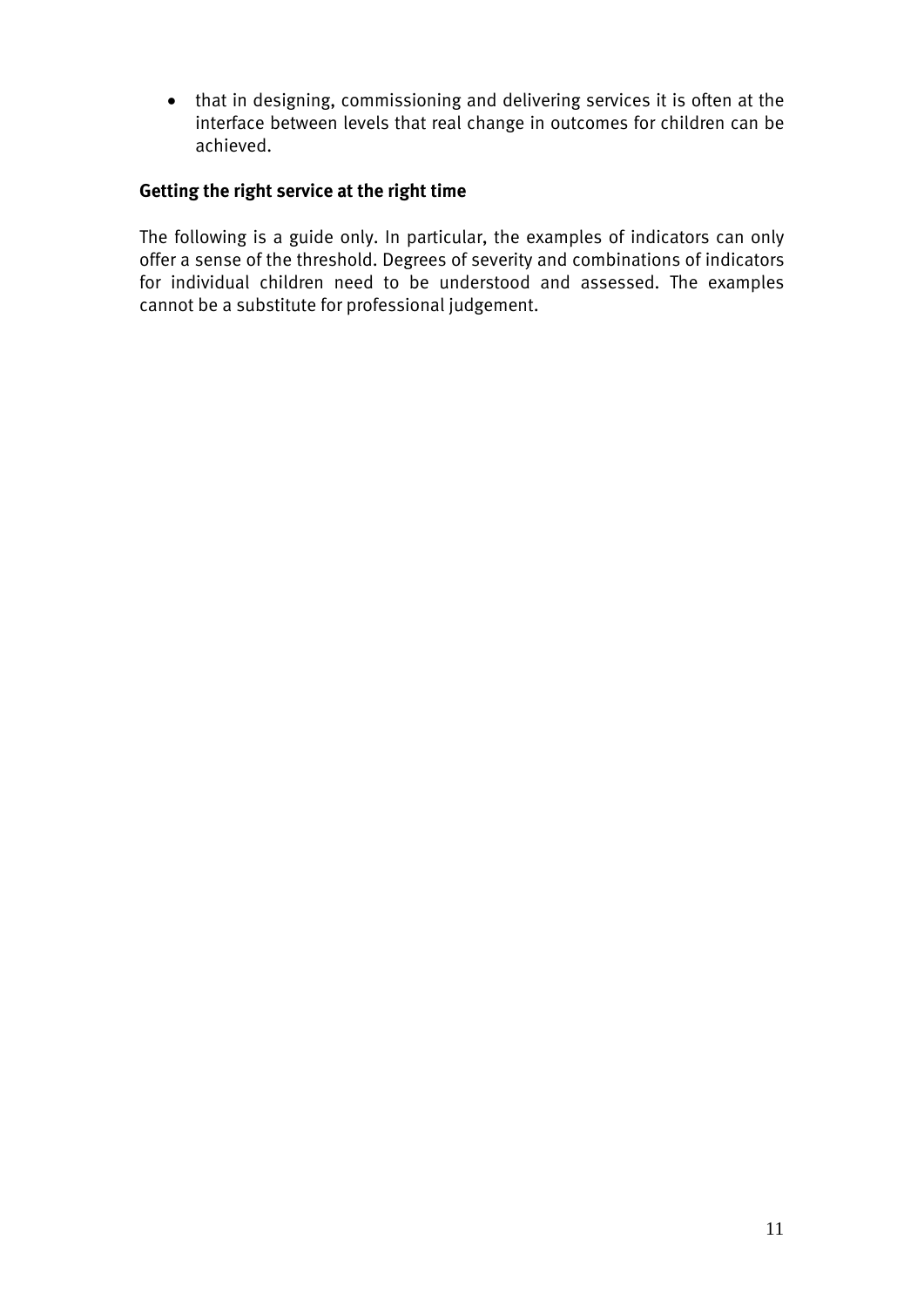- that in designing, commissioning and delivering services it is often at the interface between levels that real change in outcomes for children can be achieved.

**Getting the right service at the right time**

The following is a guide only. In particular, the examples of indicators can only offer a sense of the threshold. Degrees of severity and combinations of indicators for individual children need to be understood and assessed. The examples cannot be a substitute for professional judgement.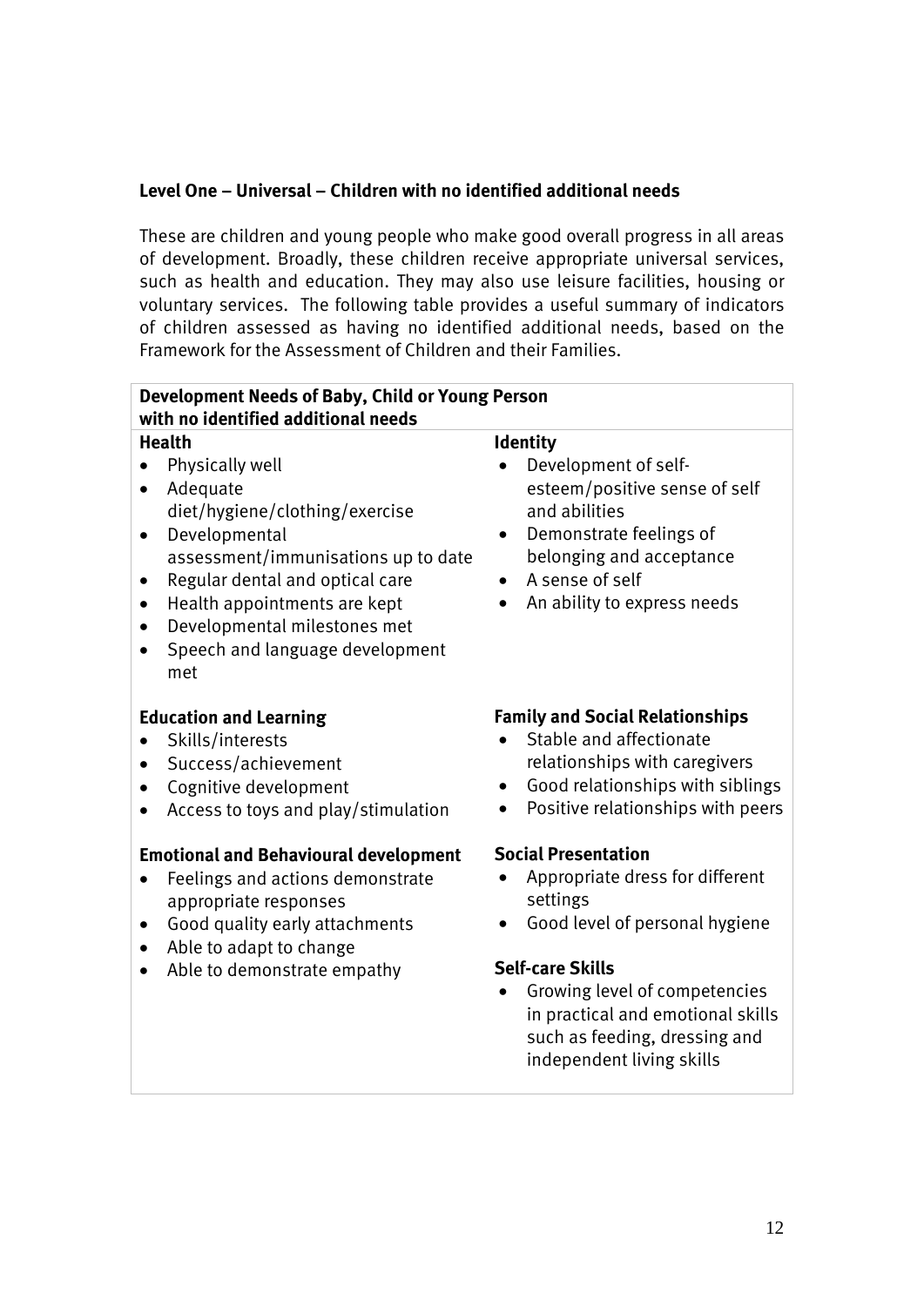**Level One – Universal – Children with no identified additional needs**

These are children and young people who make good overall progress in all areas of development. Broadly, these children receive appropriate universal services, such as health and education. They may also use leisure facilities, housing or voluntary services. The following table provides a useful summary of indicators of children assessed as having no identified additional needs, based on the Framework for the Assessment of Children and their Families.

**Development Needs of Baby, Child or Young Person with no identified additional needs**

**Health**

- Physically well
- Adequate diet/hygiene/clothing/exercise
- Developmental assessment/immunisations up to date
- Regular dental and optical care
- Health appointments are kept
- Developmental milestones met
- Speech and language development met

**Education and Learning**

- Skills/interests
- Success/achievement
- Cognitive development
- Access to toys and play/stimulation

**Emotional and Behavioural development**

- Feelings and actions demonstrate appropriate responses
- Good quality early attachments
- Able to adapt to change
- Able to demonstrate empathy

**Identity**

- Development of self-esteem/positive sense of self and abilities
- Demonstrate feelings of belonging and acceptance
- A sense of self
- An ability to express needs

**Family and Social Relationships**

- Stable and affectionate relationships with caregivers
- Good relationships with siblings
- Positive relationships with peers

**Social Presentation**

- Appropriate dress for different settings
- Good level of personal hygiene

**Self-care Skills**

- Growing level of competencies in practical and emotional skills such as feeding, dressing and independent living skills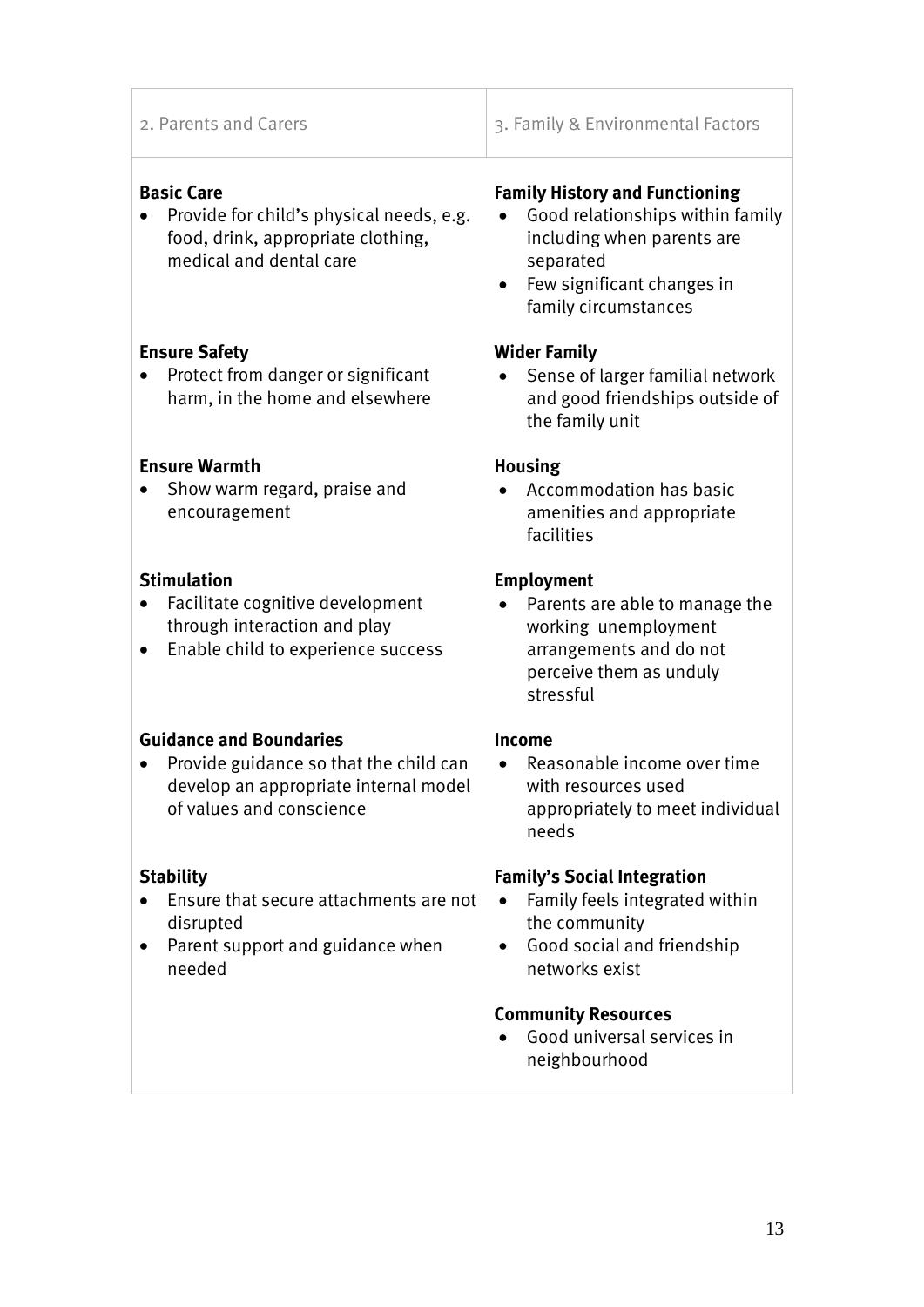| 2. Parents and Carers | 3. Family & Environmental Factors |
| --- | --- |
| **Basic Care**<br>• Provide for child's physical needs, e.g. food, drink, appropriate clothing, medical and dental care | **Family History and Functioning**<br>• Good relationships within family including when parents are separated<br>• Few significant changes in family circumstances |
| **Ensure Safety**<br>• Protect from danger or significant harm, in the home and elsewhere | **Wider Family**<br>• Sense of larger familial network and good friendships outside of the family unit |
| **Ensure Warmth**<br>• Show warm regard, praise and encouragement | **Housing**<br>• Accommodation has basic amenities and appropriate facilities |
| **Stimulation**<br>• Facilitate cognitive development through interaction and play<br>• Enable child to experience success | **Employment**<br>• Parents are able to manage the working unemployment arrangements and do not perceive them as unduly stressful |
| **Guidance and Boundaries**<br>• Provide guidance so that the child can develop an appropriate internal model of values and conscience | **Income**<br>• Reasonable income over time with resources used appropriately to meet individual needs |
| **Stability**<br>• Ensure that secure attachments are not disrupted<br>• Parent support and guidance when needed | **Family's Social Integration**<br>• Family feels integrated within the community<br>• Good social and friendship networks exist |
| | **Community Resources**<br>• Good universal services in neighbourhood |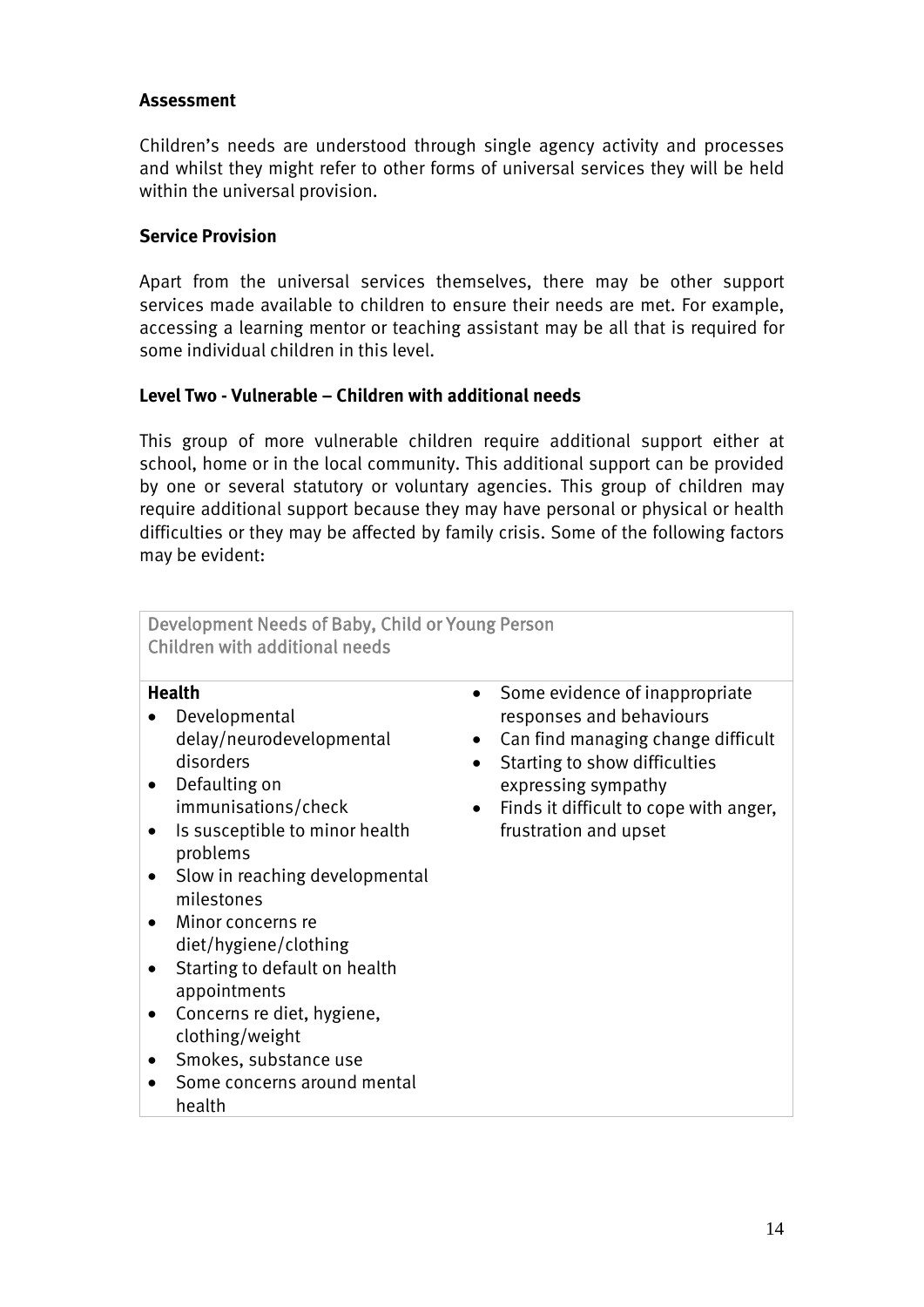**Assessment**

Children's needs are understood through single agency activity and processes and whilst they might refer to other forms of universal services they will be held within the universal provision.

**Service Provision**

Apart from the universal services themselves, there may be other support services made available to children to ensure their needs are met. For example, accessing a learning mentor or teaching assistant may be all that is required for some individual children in this level.

**Level Two - Vulnerable – Children with additional needs**

This group of more vulnerable children require additional support either at school, home or in the local community. This additional support can be provided by one or several statutory or voluntary agencies. This group of children may require additional support because they may have personal or physical or health difficulties or they may be affected by family crisis. Some of the following factors may be evident:

| Development Needs of Baby, Child or Young Person<br>Children with additional needs | |
|---|---|
| **Health**<br>• Developmental delay/neurodevelopmental disorders<br>• Defaulting on immunisations/check<br>• Is susceptible to minor health problems<br>• Slow in reaching developmental milestones<br>• Minor concerns re diet/hygiene/clothing<br>• Starting to default on health appointments<br>• Concerns re diet, hygiene, clothing/weight<br>• Smokes, substance use<br>• Some concerns around mental health | • Some evidence of inappropriate responses and behaviours<br>• Can find managing change difficult<br>• Starting to show difficulties expressing sympathy<br>• Finds it difficult to cope with anger, frustration and upset |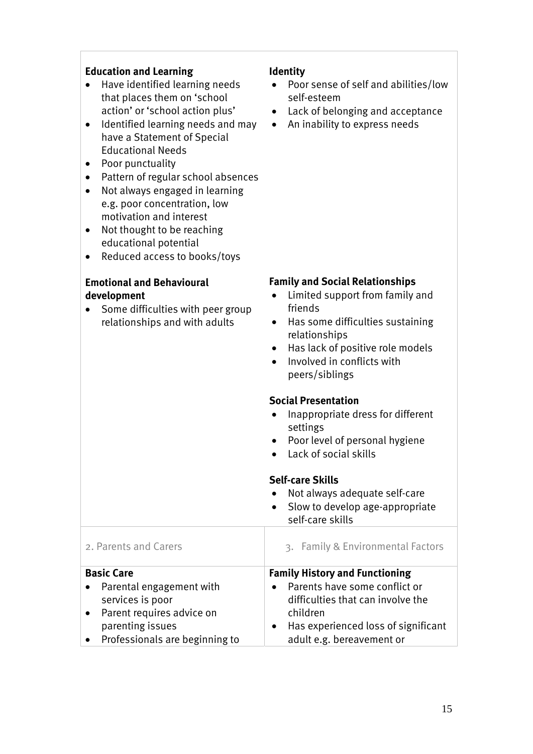**Education and Learning**

- Have identified learning needs that places them on 'school action' or 'school action plus'
- Identified learning needs and may have a Statement of Special Educational Needs
- Poor punctuality
- Pattern of regular school absences
- Not always engaged in learning e.g. poor concentration, low motivation and interest
- Not thought to be reaching educational potential
- Reduced access to books/toys

**Identity**

- Poor sense of self and abilities/low self-esteem
- Lack of belonging and acceptance
- An inability to express needs

**Emotional and Behavioural development**

- Some difficulties with peer group relationships and with adults

**Family and Social Relationships**

- Limited support from family and friends
- Has some difficulties sustaining relationships
- Has lack of positive role models
- Involved in conflicts with peers/siblings

**Social Presentation**

- Inappropriate dress for different settings
- Poor level of personal hygiene
- Lack of social skills

**Self-care Skills**

- Not always adequate self-care
- Slow to develop age-appropriate self-care skills

2. Parents and Carers

**Basic Care**

- Parental engagement with services is poor
- Parent requires advice on parenting issues
- Professionals are beginning to

3. Family & Environmental Factors

**Family History and Functioning**

- Parents have some conflict or difficulties that can involve the children
- Has experienced loss of significant adult e.g. bereavement or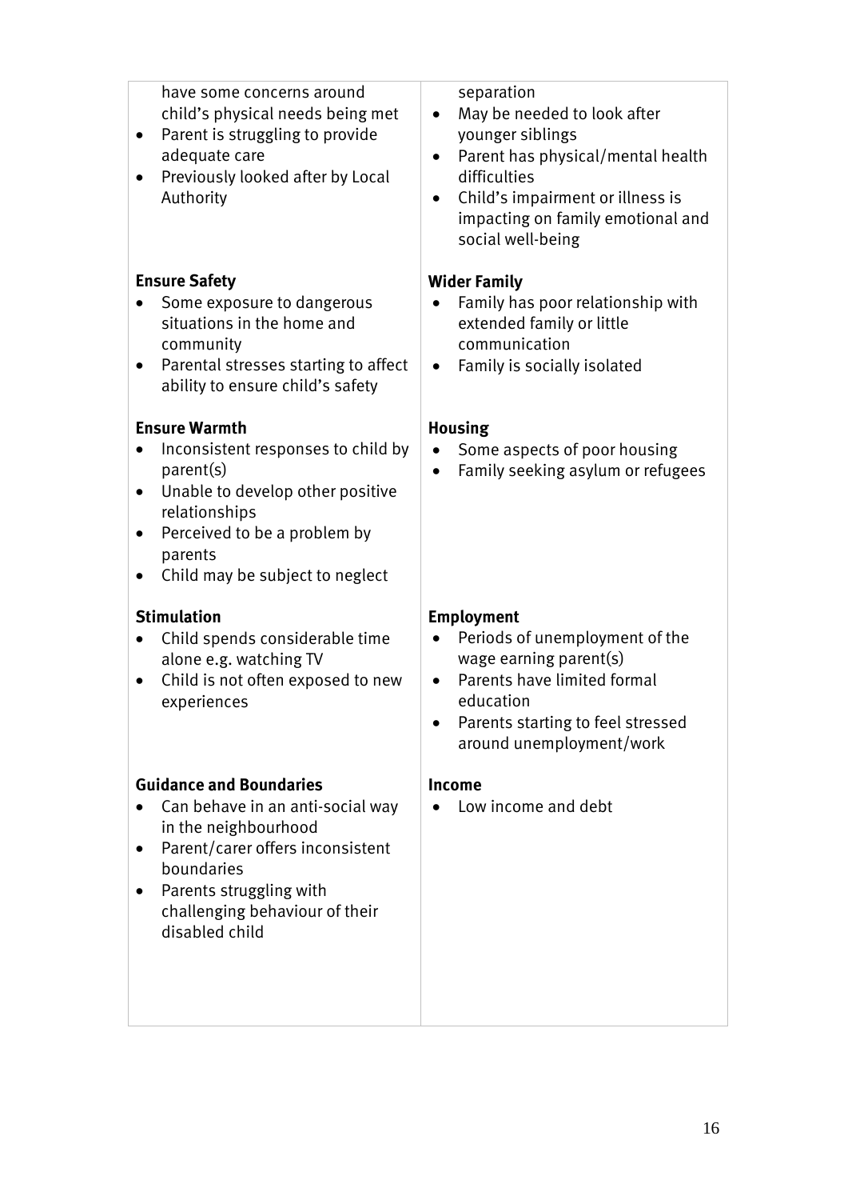| | |
|---|---|
| have some concerns around child's physical needs being met<br>• Parent is struggling to provide adequate care<br>• Previously looked after by Local Authority | separation<br>• May be needed to look after younger siblings<br>• Parent has physical/mental health difficulties<br>• Child's impairment or illness is impacting on family emotional and social well-being |
| **Ensure Safety**<br>• Some exposure to dangerous situations in the home and community<br>• Parental stresses starting to affect ability to ensure child's safety | **Wider Family**<br>• Family has poor relationship with extended family or little communication<br>• Family is socially isolated |
| **Ensure Warmth**<br>• Inconsistent responses to child by parent(s)<br>• Unable to develop other positive relationships<br>• Perceived to be a problem by parents<br>• Child may be subject to neglect | **Housing**<br>• Some aspects of poor housing<br>• Family seeking asylum or refugees |
| **Stimulation**<br>• Child spends considerable time alone e.g. watching TV<br>• Child is not often exposed to new experiences | **Employment**<br>• Periods of unemployment of the wage earning parent(s)<br>• Parents have limited formal education<br>• Parents starting to feel stressed around unemployment/work |
| **Guidance and Boundaries**<br>• Can behave in an anti-social way in the neighbourhood<br>• Parent/carer offers inconsistent boundaries<br>• Parents struggling with challenging behaviour of their disabled child | **Income**<br>• Low income and debt |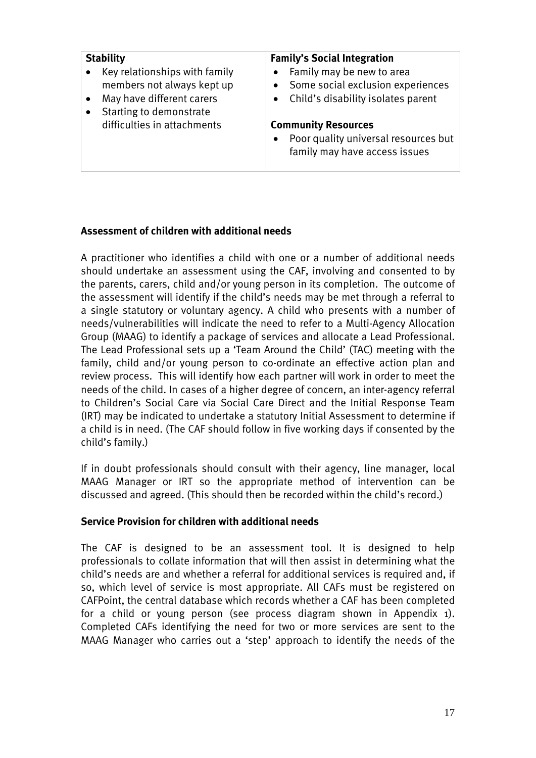| **Stability** | **Family's Social Integration** |
|---|---|
| • Key relationships with family members not always kept up<br>• May have different carers<br>• Starting to demonstrate difficulties in attachments | • Family may be new to area<br>• Some social exclusion experiences<br>• Child's disability isolates parent<br><br>**Community Resources**<br>• Poor quality universal resources but family may have access issues |

**Assessment of children with additional needs**

A practitioner who identifies a child with one or a number of additional needs should undertake an assessment using the CAF, involving and consented to by the parents, carers, child and/or young person in its completion. The outcome of the assessment will identify if the child's needs may be met through a referral to a single statutory or voluntary agency. A child who presents with a number of needs/vulnerabilities will indicate the need to refer to a Multi-Agency Allocation Group (MAAG) to identify a package of services and allocate a Lead Professional. The Lead Professional sets up a 'Team Around the Child' (TAC) meeting with the family, child and/or young person to co-ordinate an effective action plan and review process. This will identify how each partner will work in order to meet the needs of the child. In cases of a higher degree of concern, an inter-agency referral to Children's Social Care via Social Care Direct and the Initial Response Team (IRT) may be indicated to undertake a statutory Initial Assessment to determine if a child is in need. (The CAF should follow in five working days if consented by the child's family.)

If in doubt professionals should consult with their agency, line manager, local MAAG Manager or IRT so the appropriate method of intervention can be discussed and agreed. (This should then be recorded within the child's record.)

**Service Provision for children with additional needs**

The CAF is designed to be an assessment tool. It is designed to help professionals to collate information that will then assist in determining what the child's needs are and whether a referral for additional services is required and, if so, which level of service is most appropriate. All CAFs must be registered on CAFPoint, the central database which records whether a CAF has been completed for a child or young person (see process diagram shown in Appendix 1). Completed CAFs identifying the need for two or more services are sent to the MAAG Manager who carries out a 'step' approach to identify the needs of the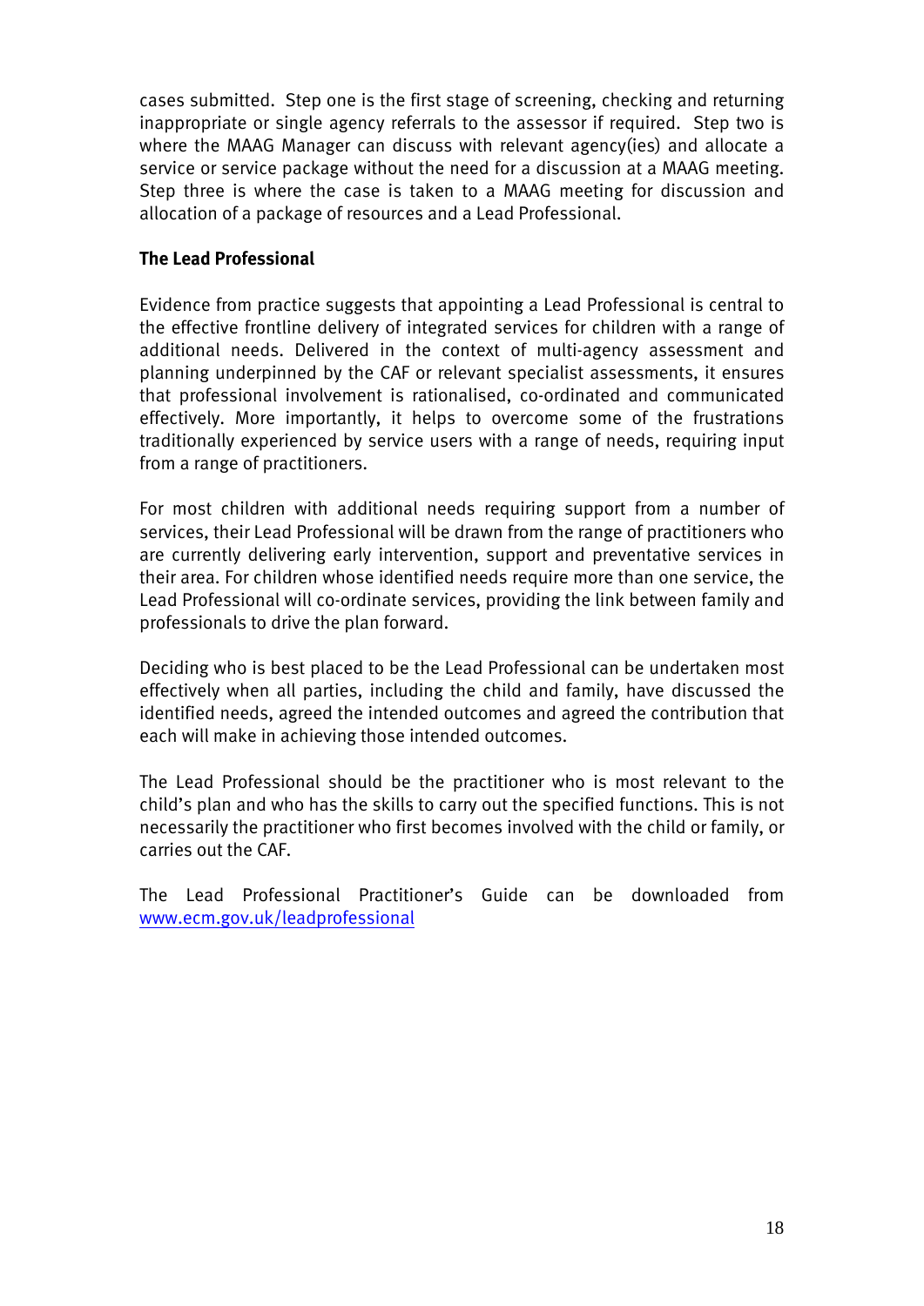cases submitted. Step one is the first stage of screening, checking and returning inappropriate or single agency referrals to the assessor if required. Step two is where the MAAG Manager can discuss with relevant agency(ies) and allocate a service or service package without the need for a discussion at a MAAG meeting. Step three is where the case is taken to a MAAG meeting for discussion and allocation of a package of resources and a Lead Professional.

**The Lead Professional**

Evidence from practice suggests that appointing a Lead Professional is central to the effective frontline delivery of integrated services for children with a range of additional needs. Delivered in the context of multi-agency assessment and planning underpinned by the CAF or relevant specialist assessments, it ensures that professional involvement is rationalised, co-ordinated and communicated effectively. More importantly, it helps to overcome some of the frustrations traditionally experienced by service users with a range of needs, requiring input from a range of practitioners.

For most children with additional needs requiring support from a number of services, their Lead Professional will be drawn from the range of practitioners who are currently delivering early intervention, support and preventative services in their area. For children whose identified needs require more than one service, the Lead Professional will co-ordinate services, providing the link between family and professionals to drive the plan forward.

Deciding who is best placed to be the Lead Professional can be undertaken most effectively when all parties, including the child and family, have discussed the identified needs, agreed the intended outcomes and agreed the contribution that each will make in achieving those intended outcomes.

The Lead Professional should be the practitioner who is most relevant to the child's plan and who has the skills to carry out the specified functions. This is not necessarily the practitioner who first becomes involved with the child or family, or carries out the CAF.

The Lead Professional Practitioner's Guide can be downloaded from www.ecm.gov.uk/leadprofessional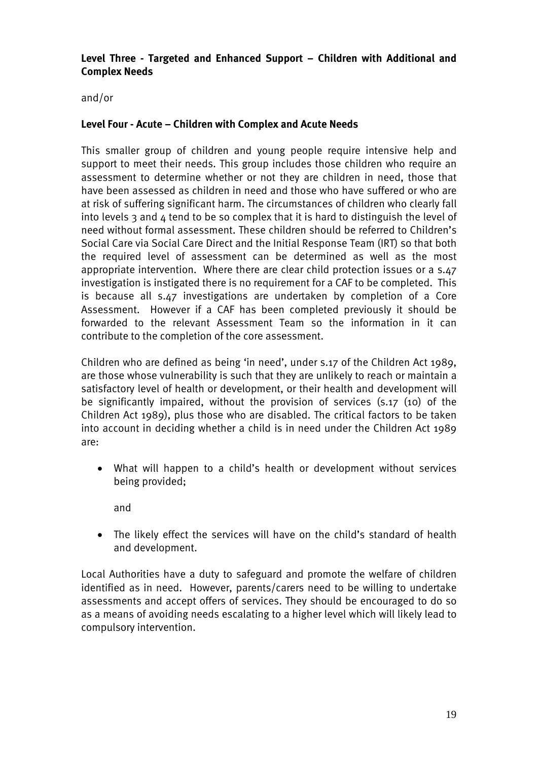**Level Three - Targeted and Enhanced Support – Children with Additional and Complex Needs**

and/or

**Level Four - Acute – Children with Complex and Acute Needs**

This smaller group of children and young people require intensive help and support to meet their needs. This group includes those children who require an assessment to determine whether or not they are children in need, those that have been assessed as children in need and those who have suffered or who are at risk of suffering significant harm. The circumstances of children who clearly fall into levels 3 and 4 tend to be so complex that it is hard to distinguish the level of need without formal assessment. These children should be referred to Children's Social Care via Social Care Direct and the Initial Response Team (IRT) so that both the required level of assessment can be determined as well as the most appropriate intervention. Where there are clear child protection issues or a s.47 investigation is instigated there is no requirement for a CAF to be completed. This is because all s.47 investigations are undertaken by completion of a Core Assessment. However if a CAF has been completed previously it should be forwarded to the relevant Assessment Team so the information in it can contribute to the completion of the core assessment.

Children who are defined as being 'in need', under s.17 of the Children Act 1989, are those whose vulnerability is such that they are unlikely to reach or maintain a satisfactory level of health or development, or their health and development will be significantly impaired, without the provision of services (s.17 (10) of the Children Act 1989), plus those who are disabled. The critical factors to be taken into account in deciding whether a child is in need under the Children Act 1989 are:

- What will happen to a child's health or development without services being provided;

  and

- The likely effect the services will have on the child's standard of health and development.

Local Authorities have a duty to safeguard and promote the welfare of children identified as in need. However, parents/carers need to be willing to undertake assessments and accept offers of services. They should be encouraged to do so as a means of avoiding needs escalating to a higher level which will likely lead to compulsory intervention.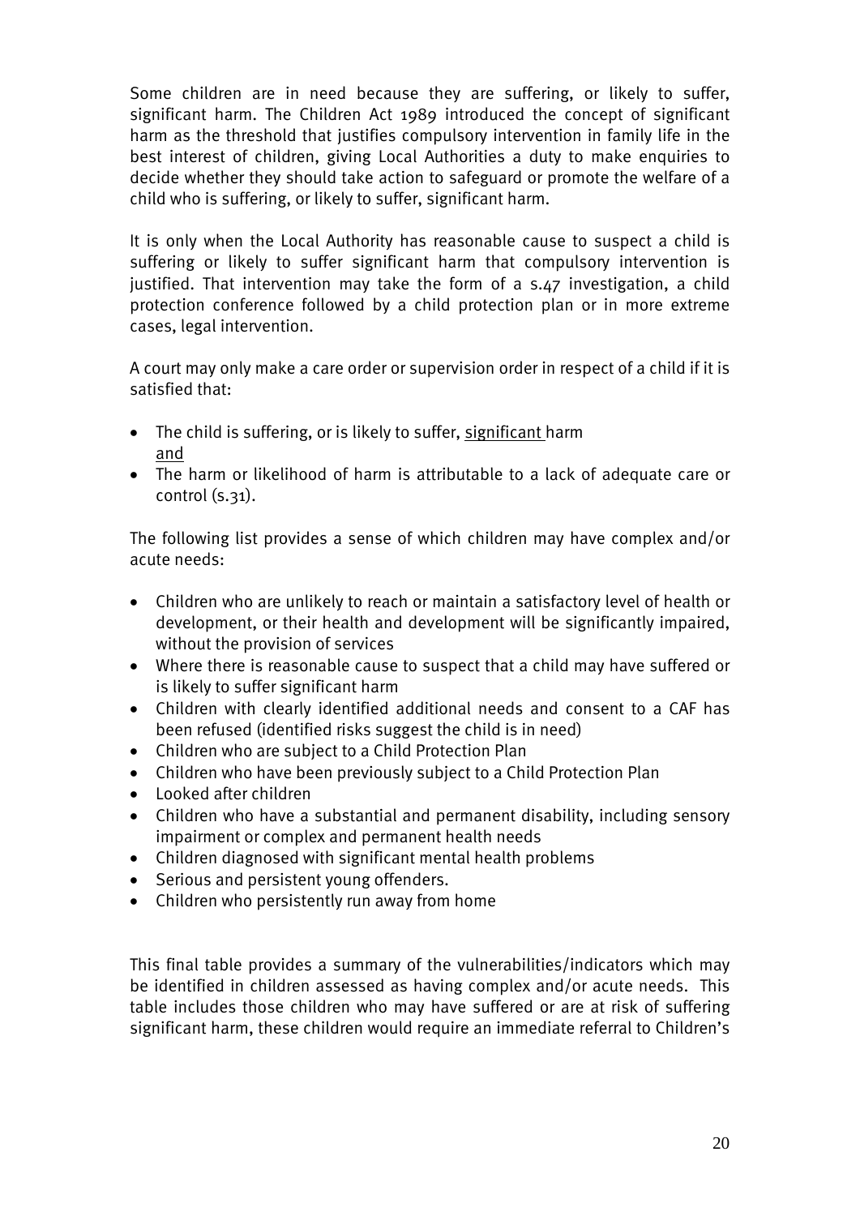Some children are in need because they are suffering, or likely to suffer, significant harm. The Children Act 1989 introduced the concept of significant harm as the threshold that justifies compulsory intervention in family life in the best interest of children, giving Local Authorities a duty to make enquiries to decide whether they should take action to safeguard or promote the welfare of a child who is suffering, or likely to suffer, significant harm.

It is only when the Local Authority has reasonable cause to suspect a child is suffering or likely to suffer significant harm that compulsory intervention is justified. That intervention may take the form of a s.47 investigation, a child protection conference followed by a child protection plan or in more extreme cases, legal intervention.

A court may only make a care order or supervision order in respect of a child if it is satisfied that:

- The child is suffering, or is likely to suffer, significant harm
  and
- The harm or likelihood of harm is attributable to a lack of adequate care or control (s.31).

The following list provides a sense of which children may have complex and/or acute needs:

- Children who are unlikely to reach or maintain a satisfactory level of health or development, or their health and development will be significantly impaired, without the provision of services
- Where there is reasonable cause to suspect that a child may have suffered or is likely to suffer significant harm
- Children with clearly identified additional needs and consent to a CAF has been refused (identified risks suggest the child is in need)
- Children who are subject to a Child Protection Plan
- Children who have been previously subject to a Child Protection Plan
- Looked after children
- Children who have a substantial and permanent disability, including sensory impairment or complex and permanent health needs
- Children diagnosed with significant mental health problems
- Serious and persistent young offenders.
- Children who persistently run away from home

This final table provides a summary of the vulnerabilities/indicators which may be identified in children assessed as having complex and/or acute needs. This table includes those children who may have suffered or are at risk of suffering significant harm, these children would require an immediate referral to Children's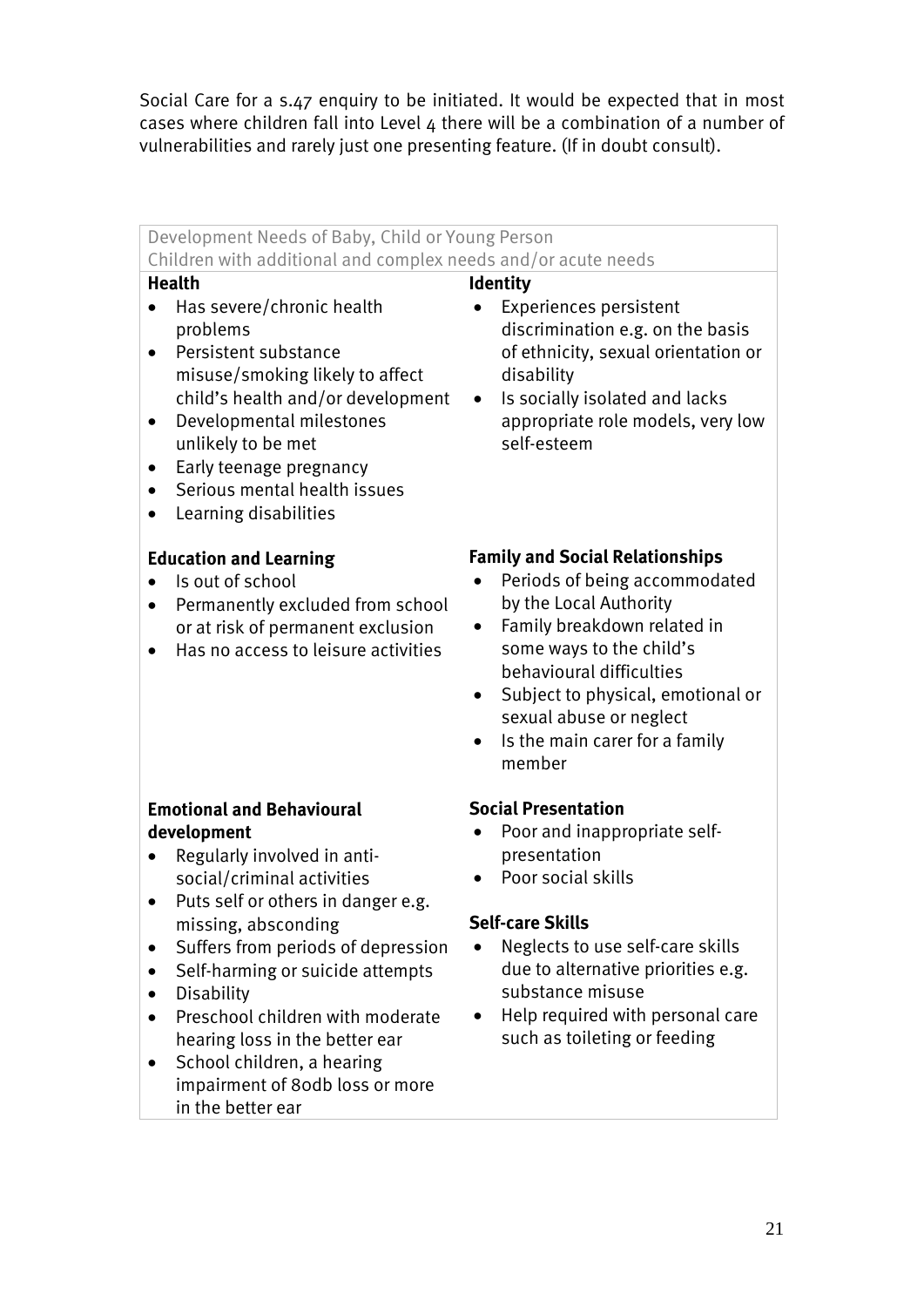Social Care for a s.47 enquiry to be initiated. It would be expected that in most cases where children fall into Level 4 there will be a combination of a number of vulnerabilities and rarely just one presenting feature. (If in doubt consult).

Development Needs of Baby, Child or Young Person
Children with additional and complex needs and/or acute needs

**Health**

- Has severe/chronic health problems
- Persistent substance misuse/smoking likely to affect child's health and/or development
- Developmental milestones unlikely to be met
- Early teenage pregnancy
- Serious mental health issues
- Learning disabilities

**Identity**

- Experiences persistent discrimination e.g. on the basis of ethnicity, sexual orientation or disability
- Is socially isolated and lacks appropriate role models, very low self-esteem

**Education and Learning**

- Is out of school
- Permanently excluded from school or at risk of permanent exclusion
- Has no access to leisure activities

**Family and Social Relationships**

- Periods of being accommodated by the Local Authority
- Family breakdown related in some ways to the child's behavioural difficulties
- Subject to physical, emotional or sexual abuse or neglect
- Is the main carer for a family member

**Emotional and Behavioural development**

- Regularly involved in anti-social/criminal activities
- Puts self or others in danger e.g. missing, absconding
- Suffers from periods of depression
- Self-harming or suicide attempts
- Disability
- Preschool children with moderate hearing loss in the better ear
- School children, a hearing impairment of 80db loss or more in the better ear

**Social Presentation**

- Poor and inappropriate self-presentation
- Poor social skills

**Self-care Skills**

- Neglects to use self-care skills due to alternative priorities e.g. substance misuse
- Help required with personal care such as toileting or feeding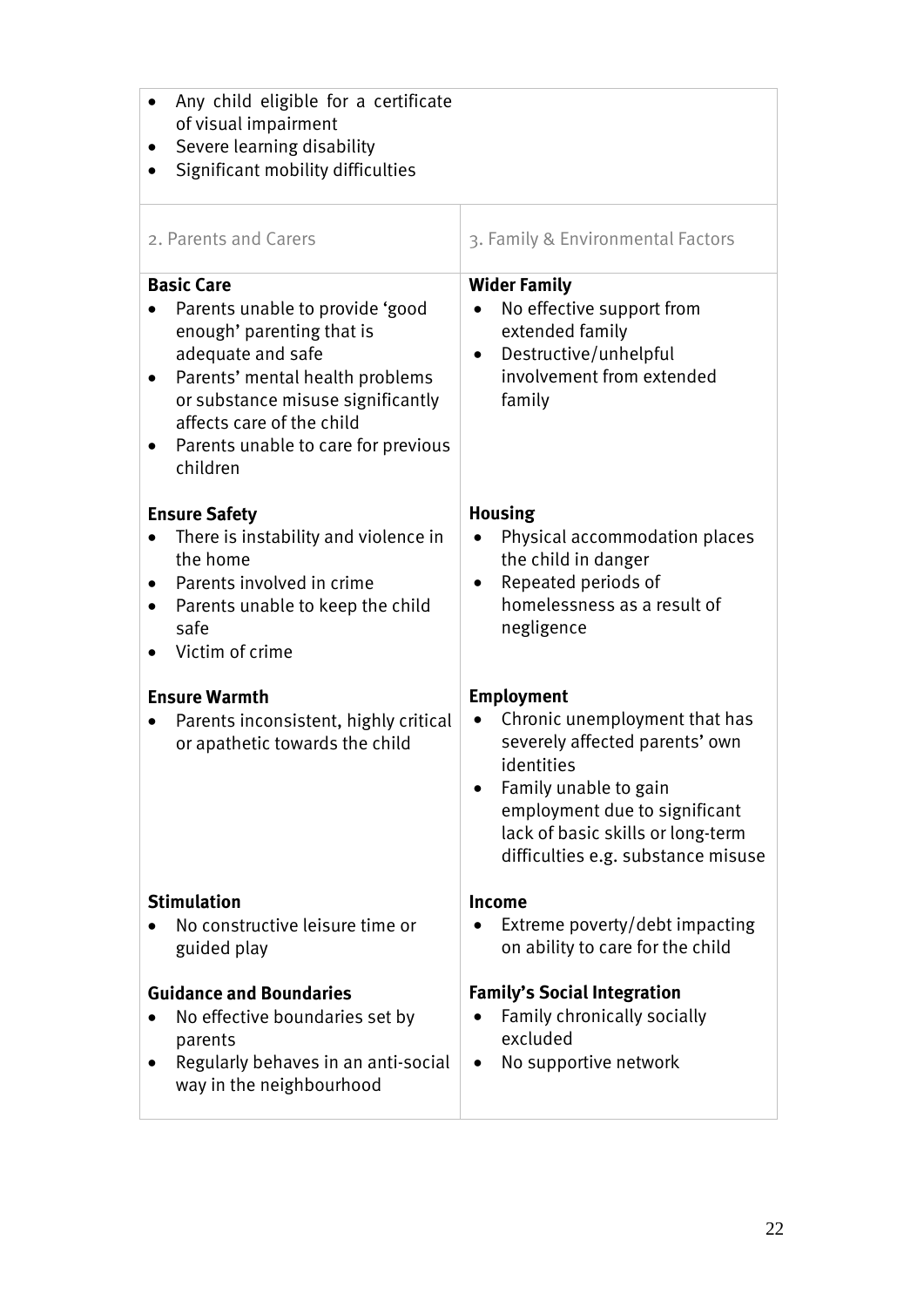| | |
|---|---|
| <ul><li>Any child eligible for a certificate of visual impairment</li><li>Severe learning disability</li><li>Significant mobility difficulties</li></ul> | |
| 2. Parents and Carers | 3. Family & Environmental Factors |
| **Basic Care**<br>• Parents unable to provide 'good enough' parenting that is adequate and safe<br>• Parents' mental health problems or substance misuse significantly affects care of the child<br>• Parents unable to care for previous children | **Wider Family**<br>• No effective support from extended family<br>• Destructive/unhelpful involvement from extended family |
| **Ensure Safety**<br>• There is instability and violence in the home<br>• Parents involved in crime<br>• Parents unable to keep the child safe<br>• Victim of crime | **Housing**<br>• Physical accommodation places the child in danger<br>• Repeated periods of homelessness as a result of negligence |
| **Ensure Warmth**<br>• Parents inconsistent, highly critical or apathetic towards the child | **Employment**<br>• Chronic unemployment that has severely affected parents' own identities<br>• Family unable to gain employment due to significant lack of basic skills or long-term difficulties e.g. substance misuse |
| **Stimulation**<br>• No constructive leisure time or guided play | **Income**<br>• Extreme poverty/debt impacting on ability to care for the child |
| **Guidance and Boundaries**<br>• No effective boundaries set by parents<br>• Regularly behaves in an anti-social way in the neighbourhood | **Family's Social Integration**<br>• Family chronically socially excluded<br>• No supportive network |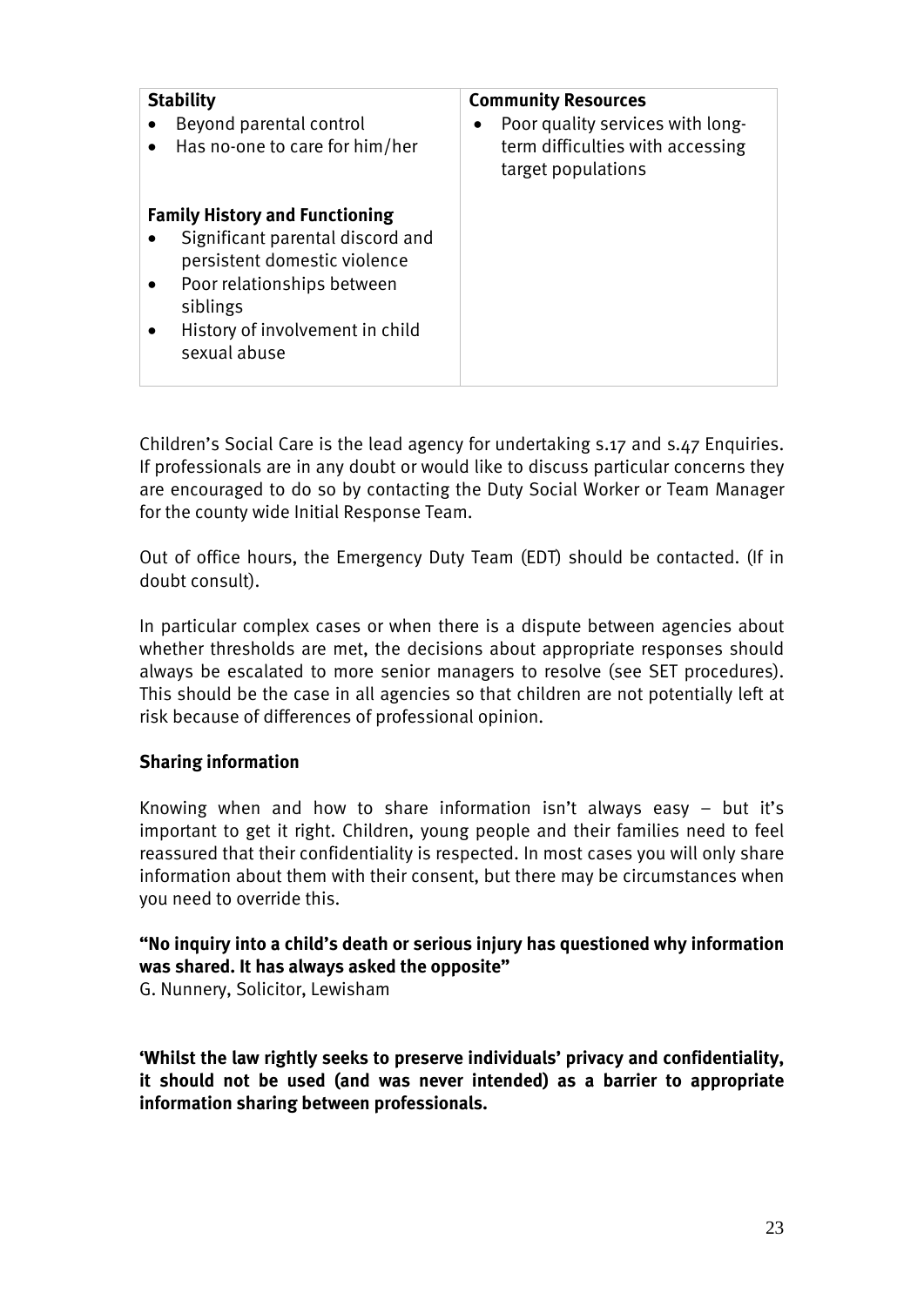| **Stability** | **Community Resources** |
| --- | --- |
| • Beyond parental control<br>• Has no-one to care for him/her<br><br>**Family History and Functioning**<br>• Significant parental discord and persistent domestic violence<br>• Poor relationships between siblings<br>• History of involvement in child sexual abuse | • Poor quality services with long-term difficulties with accessing target populations |

Children's Social Care is the lead agency for undertaking s.17 and s.47 Enquiries. If professionals are in any doubt or would like to discuss particular concerns they are encouraged to do so by contacting the Duty Social Worker or Team Manager for the county wide Initial Response Team.

Out of office hours, the Emergency Duty Team (EDT) should be contacted. (If in doubt consult).

In particular complex cases or when there is a dispute between agencies about whether thresholds are met, the decisions about appropriate responses should always be escalated to more senior managers to resolve (see SET procedures). This should be the case in all agencies so that children are not potentially left at risk because of differences of professional opinion.

**Sharing information**

Knowing when and how to share information isn't always easy – but it's important to get it right. Children, young people and their families need to feel reassured that their confidentiality is respected. In most cases you will only share information about them with their consent, but there may be circumstances when you need to override this.

**"No inquiry into a child's death or serious injury has questioned why information was shared. It has always asked the opposite"**
G. Nunnery, Solicitor, Lewisham

**'Whilst the law rightly seeks to preserve individuals' privacy and confidentiality, it should not be used (and was never intended) as a barrier to appropriate information sharing between professionals.**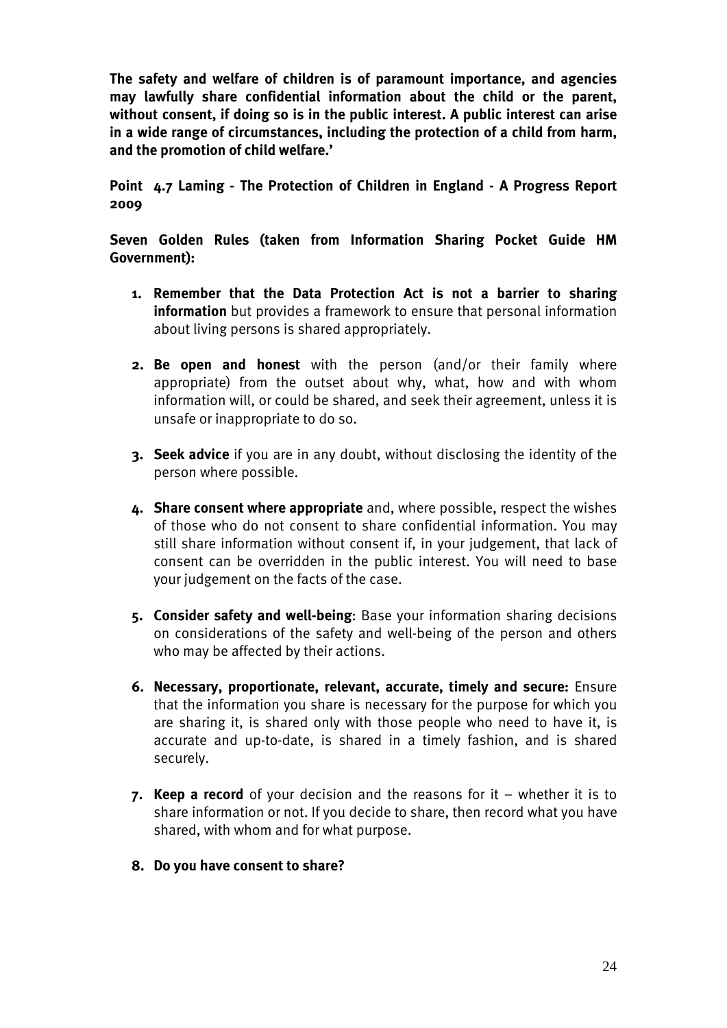**The safety and welfare of children is of paramount importance, and agencies may lawfully share confidential information about the child or the parent, without consent, if doing so is in the public interest. A public interest can arise in a wide range of circumstances, including the protection of a child from harm, and the promotion of child welfare.'**

**Point 4.7 Laming - The Protection of Children in England - A Progress Report 2009**

**Seven Golden Rules (taken from Information Sharing Pocket Guide HM Government):**

1. **Remember that the Data Protection Act is not a barrier to sharing information** but provides a framework to ensure that personal information about living persons is shared appropriately.

2. **Be open and honest** with the person (and/or their family where appropriate) from the outset about why, what, how and with whom information will, or could be shared, and seek their agreement, unless it is unsafe or inappropriate to do so.

3. **Seek advice** if you are in any doubt, without disclosing the identity of the person where possible.

4. **Share consent where appropriate** and, where possible, respect the wishes of those who do not consent to share confidential information. You may still share information without consent if, in your judgement, that lack of consent can be overridden in the public interest. You will need to base your judgement on the facts of the case.

5. **Consider safety and well-being**: Base your information sharing decisions on considerations of the safety and well-being of the person and others who may be affected by their actions.

6. **Necessary, proportionate, relevant, accurate, timely and secure:** Ensure that the information you share is necessary for the purpose for which you are sharing it, is shared only with those people who need to have it, is accurate and up-to-date, is shared in a timely fashion, and is shared securely.

7. **Keep a record** of your decision and the reasons for it – whether it is to share information or not. If you decide to share, then record what you have shared, with whom and for what purpose.

8. **Do you have consent to share?**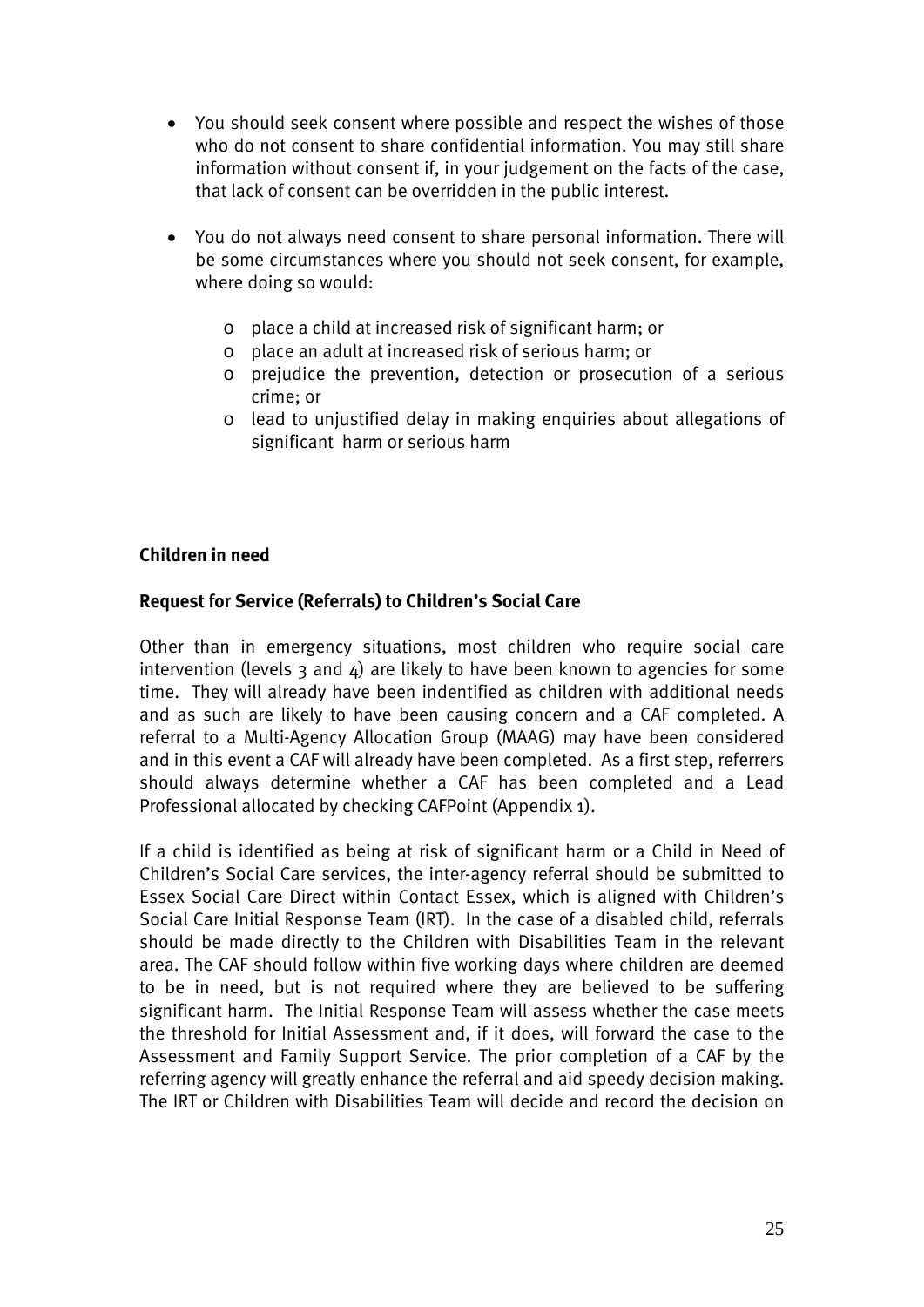- You should seek consent where possible and respect the wishes of those who do not consent to share confidential information. You may still share information without consent if, in your judgement on the facts of the case, that lack of consent can be overridden in the public interest.

- You do not always need consent to share personal information. There will be some circumstances where you should not seek consent, for example, where doing so would:

  - place a child at increased risk of significant harm; or
  - place an adult at increased risk of serious harm; or
  - prejudice the prevention, detection or prosecution of a serious crime; or
  - lead to unjustified delay in making enquiries about allegations of significant harm or serious harm

**Children in need**

**Request for Service (Referrals) to Children's Social Care**

Other than in emergency situations, most children who require social care intervention (levels 3 and 4) are likely to have been known to agencies for some time. They will already have been indentified as children with additional needs and as such are likely to have been causing concern and a CAF completed. A referral to a Multi-Agency Allocation Group (MAAG) may have been considered and in this event a CAF will already have been completed. As a first step, referrers should always determine whether a CAF has been completed and a Lead Professional allocated by checking CAFPoint (Appendix 1).

If a child is identified as being at risk of significant harm or a Child in Need of Children's Social Care services, the inter-agency referral should be submitted to Essex Social Care Direct within Contact Essex, which is aligned with Children's Social Care Initial Response Team (IRT). In the case of a disabled child, referrals should be made directly to the Children with Disabilities Team in the relevant area. The CAF should follow within five working days where children are deemed to be in need, but is not required where they are believed to be suffering significant harm. The Initial Response Team will assess whether the case meets the threshold for Initial Assessment and, if it does, will forward the case to the Assessment and Family Support Service. The prior completion of a CAF by the referring agency will greatly enhance the referral and aid speedy decision making. The IRT or Children with Disabilities Team will decide and record the decision on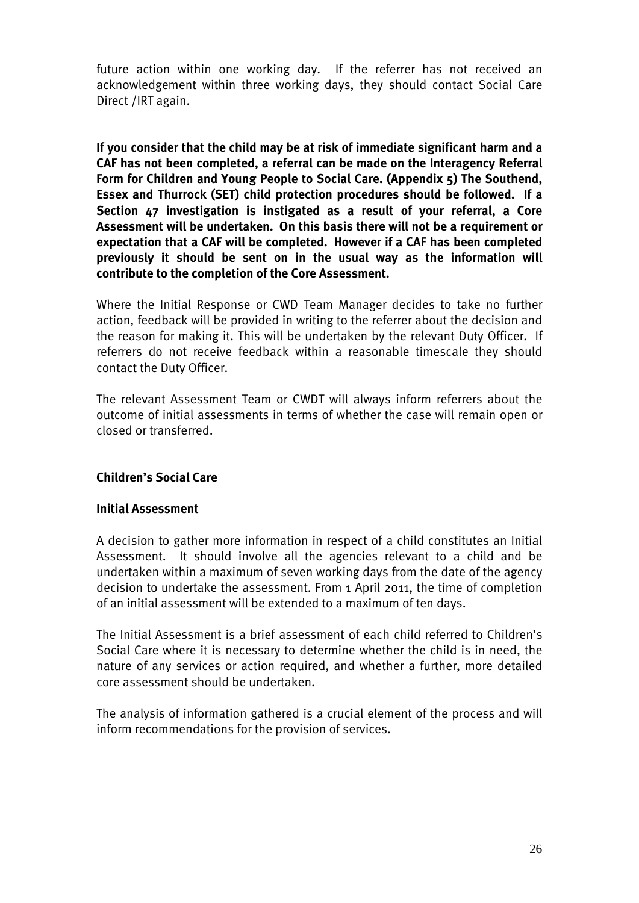future action within one working day. If the referrer has not received an acknowledgement within three working days, they should contact Social Care Direct /IRT again.

**If you consider that the child may be at risk of immediate significant harm and a CAF has not been completed, a referral can be made on the Interagency Referral Form for Children and Young People to Social Care. (Appendix 5) The Southend, Essex and Thurrock (SET) child protection procedures should be followed. If a Section 47 investigation is instigated as a result of your referral, a Core Assessment will be undertaken. On this basis there will not be a requirement or expectation that a CAF will be completed. However if a CAF has been completed previously it should be sent on in the usual way as the information will contribute to the completion of the Core Assessment.**

Where the Initial Response or CWD Team Manager decides to take no further action, feedback will be provided in writing to the referrer about the decision and the reason for making it. This will be undertaken by the relevant Duty Officer. If referrers do not receive feedback within a reasonable timescale they should contact the Duty Officer.

The relevant Assessment Team or CWDT will always inform referrers about the outcome of initial assessments in terms of whether the case will remain open or closed or transferred.

**Children's Social Care**

**Initial Assessment**

A decision to gather more information in respect of a child constitutes an Initial Assessment. It should involve all the agencies relevant to a child and be undertaken within a maximum of seven working days from the date of the agency decision to undertake the assessment. From 1 April 2011, the time of completion of an initial assessment will be extended to a maximum of ten days.

The Initial Assessment is a brief assessment of each child referred to Children's Social Care where it is necessary to determine whether the child is in need, the nature of any services or action required, and whether a further, more detailed core assessment should be undertaken.

The analysis of information gathered is a crucial element of the process and will inform recommendations for the provision of services.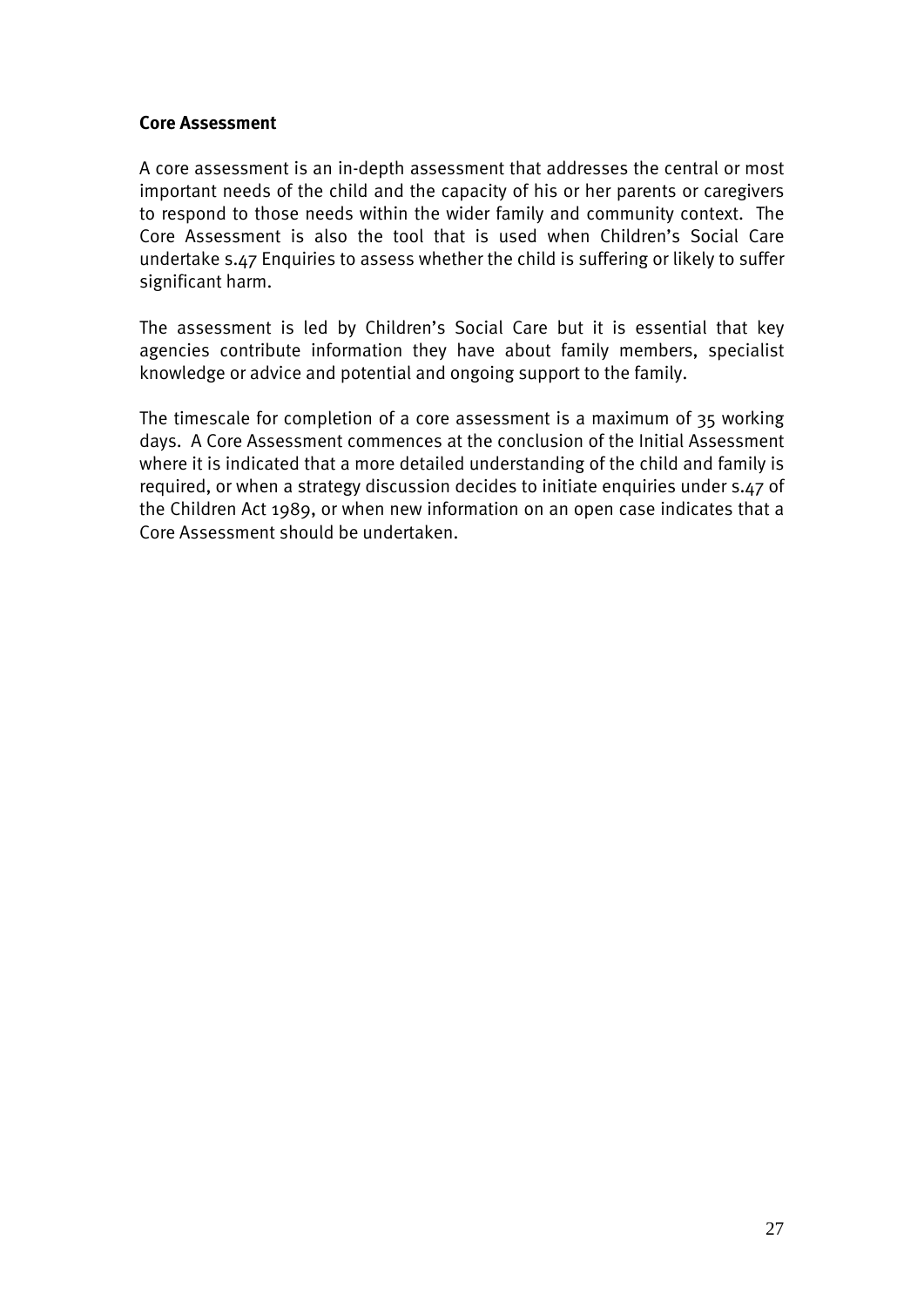**Core Assessment**

A core assessment is an in-depth assessment that addresses the central or most important needs of the child and the capacity of his or her parents or caregivers to respond to those needs within the wider family and community context. The Core Assessment is also the tool that is used when Children's Social Care undertake s.47 Enquiries to assess whether the child is suffering or likely to suffer significant harm.

The assessment is led by Children's Social Care but it is essential that key agencies contribute information they have about family members, specialist knowledge or advice and potential and ongoing support to the family.

The timescale for completion of a core assessment is a maximum of 35 working days. A Core Assessment commences at the conclusion of the Initial Assessment where it is indicated that a more detailed understanding of the child and family is required, or when a strategy discussion decides to initiate enquiries under s.47 of the Children Act 1989, or when new information on an open case indicates that a Core Assessment should be undertaken.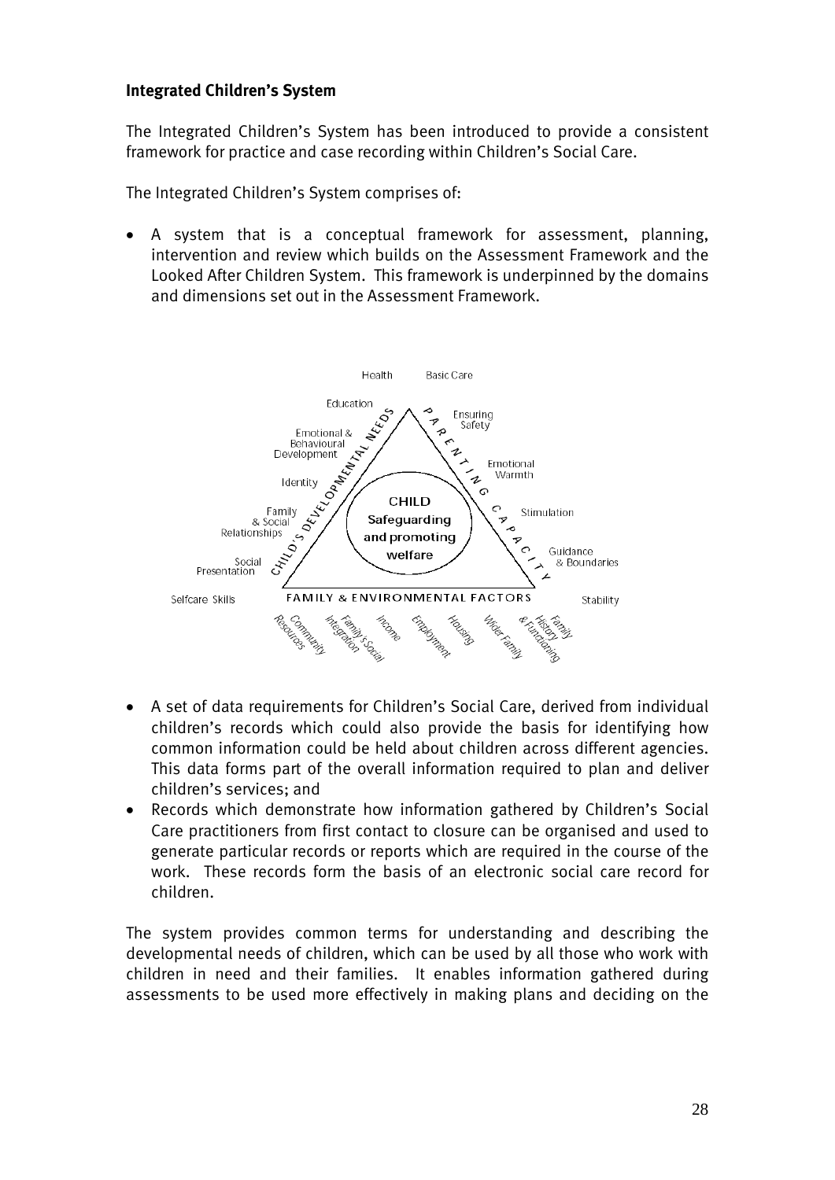**Integrated Children's System**

The Integrated Children's System has been introduced to provide a consistent framework for practice and case recording within Children's Social Care.

The Integrated Children's System comprises of:

- A system that is a conceptual framework for assessment, planning, intervention and review which builds on the Assessment Framework and the Looked After Children System. This framework is underpinned by the domains and dimensions set out in the Assessment Framework.

CHILD'S DEVELOPMENTAL NEEDS: Health, Education, Emotional & Behavioural Development, Identity, Family & Social Relationships, Social Presentation, Selfcare Skills

PARENTING CAPACITY: Basic Care, Ensuring Safety, Emotional Warmth, Stimulation, Guidance & Boundaries, Stability

CHILD: Safeguarding and promoting welfare

FAMILY & ENVIRONMENTAL FACTORS: Community Resources, Family's Social Integration, Income, Employment, Housing, Wider Family, Family History & Functioning

- A set of data requirements for Children's Social Care, derived from individual children's records which could also provide the basis for identifying how common information could be held about children across different agencies. This data forms part of the overall information required to plan and deliver children's services; and
- Records which demonstrate how information gathered by Children's Social Care practitioners from first contact to closure can be organised and used to generate particular records or reports which are required in the course of the work. These records form the basis of an electronic social care record for children.

The system provides common terms for understanding and describing the developmental needs of children, which can be used by all those who work with children in need and their families. It enables information gathered during assessments to be used more effectively in making plans and deciding on the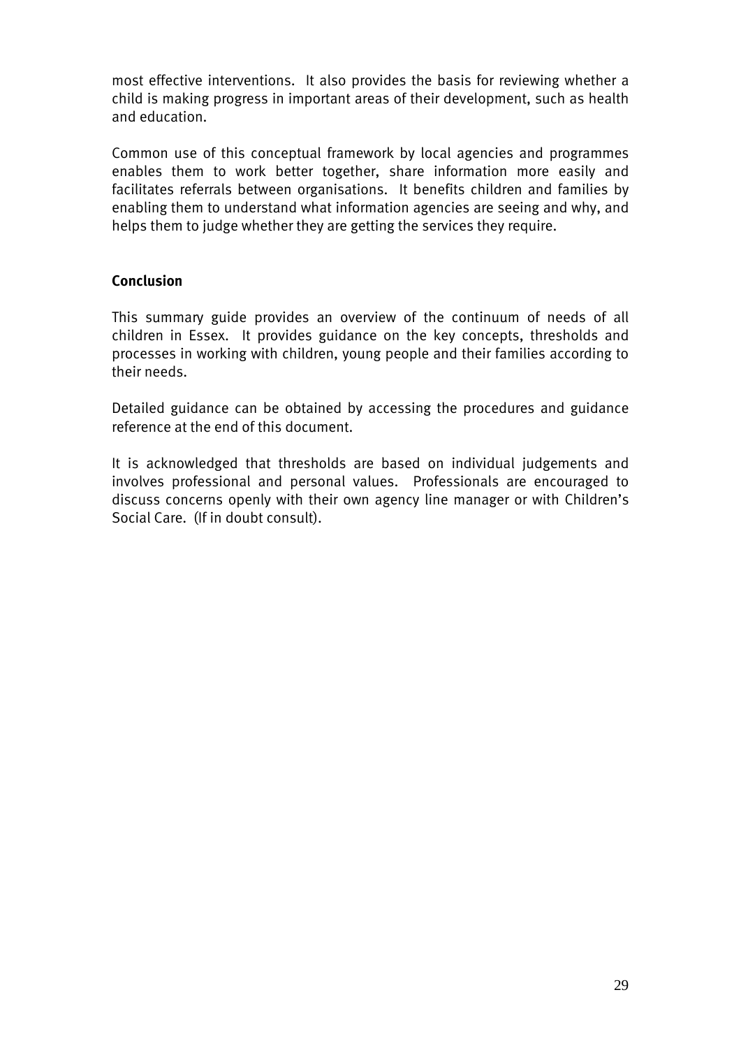most effective interventions. It also provides the basis for reviewing whether a child is making progress in important areas of their development, such as health and education.

Common use of this conceptual framework by local agencies and programmes enables them to work better together, share information more easily and facilitates referrals between organisations. It benefits children and families by enabling them to understand what information agencies are seeing and why, and helps them to judge whether they are getting the services they require.

**Conclusion**

This summary guide provides an overview of the continuum of needs of all children in Essex. It provides guidance on the key concepts, thresholds and processes in working with children, young people and their families according to their needs.

Detailed guidance can be obtained by accessing the procedures and guidance reference at the end of this document.

It is acknowledged that thresholds are based on individual judgements and involves professional and personal values. Professionals are encouraged to discuss concerns openly with their own agency line manager or with Children's Social Care. (If in doubt consult).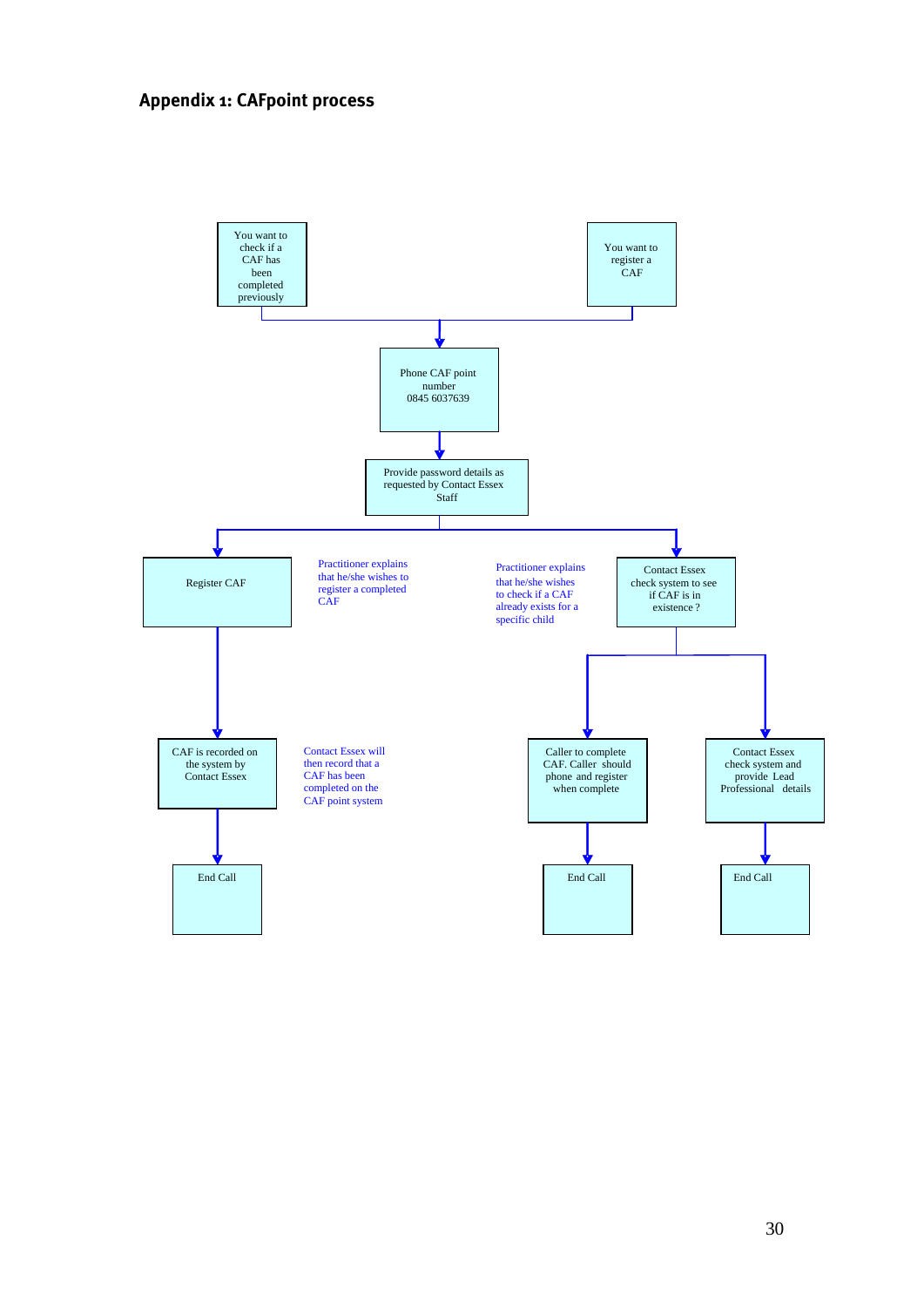## Appendix 1: CAFpoint process

You want to check if a CAF has been completed previously

You want to register a CAF

Phone CAF point number 0845 6037639

Provide password details as requested by Contact Essex Staff

Register CAF

Practitioner explains that he/she wishes to register a completed CAF

Practitioner explains that he/she wishes to check if a CAF already exists for a specific child

Contact Essex check system to see if CAF is in existence ?

CAF is recorded on the system by Contact Essex

Contact Essex will then record that a CAF has been completed on the CAF point system

Caller to complete CAF. Caller should phone and register when complete

Contact Essex check system and provide Lead Professional details

End Call

End Call

End Call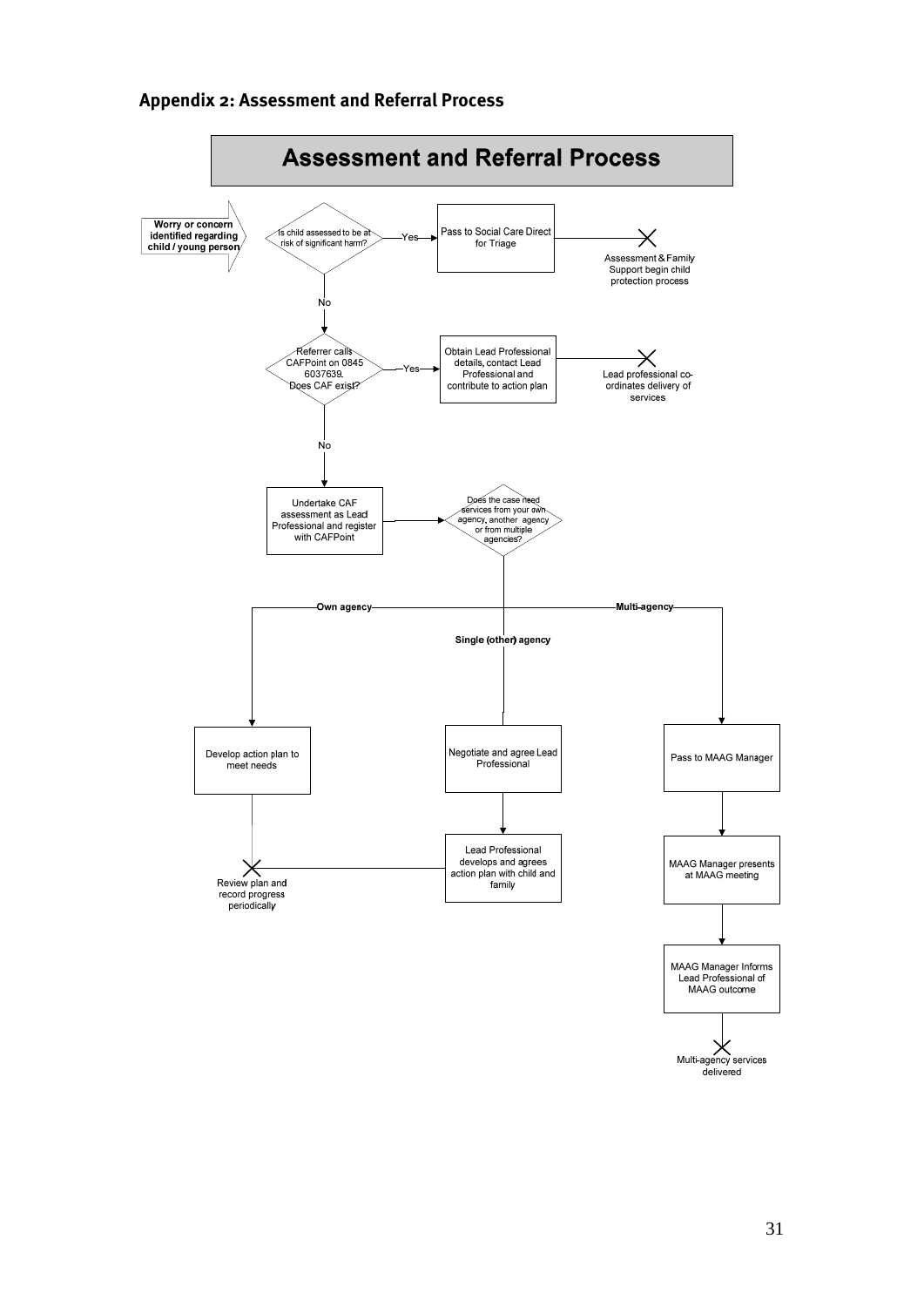## Appendix 2: Assessment and Referral Process

**Assessment and Referral Process**

**Worry or concern identified regarding child / young person**

Is child assessed to be at risk of significant harm?

- Yes → Pass to Social Care Direct for Triage → Assessment & Family Support begin child protection process
- No → Referrer calls CAFPoint on 0845 6037639. Does CAF exist?
  - Yes → Obtain Lead Professional details, contact Lead Professional and contribute to action plan → Lead professional co-ordinates delivery of services
  - No → Undertake CAF assessment as Lead Professional and register with CAFPoint → Does the case need services from your own agency, another agency or from multiple agencies?
    - **Own agency** → Develop action plan to meet needs → Review plan and record progress periodically
    - **Single (other) agency** → Negotiate and agree Lead Professional → Lead Professional develops and agrees action plan with child and family → Review plan and record progress periodically
    - **Multi-agency** → Pass to MAAG Manager → MAAG Manager presents at MAAG meeting → MAAG Manager Informs Lead Professional of MAAG outcome → Multi-agency services delivered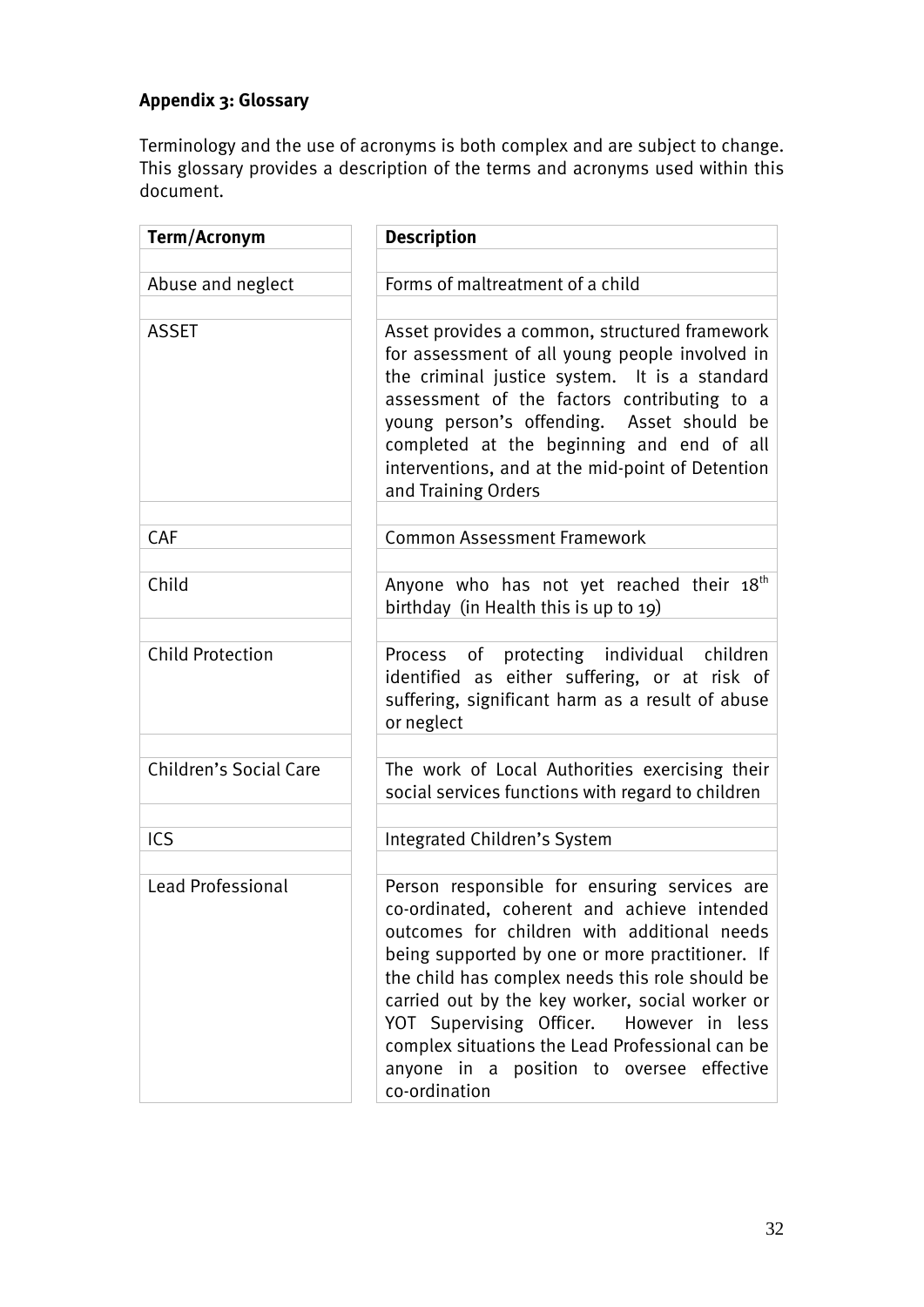**Appendix 3: Glossary**

Terminology and the use of acronyms is both complex and are subject to change. This glossary provides a description of the terms and acronyms used within this document.

| Term/Acronym | Description |
|---|---|
| Abuse and neglect | Forms of maltreatment of a child |
| ASSET | Asset provides a common, structured framework for assessment of all young people involved in the criminal justice system. It is a standard assessment of the factors contributing to a young person's offending. Asset should be completed at the beginning and end of all interventions, and at the mid-point of Detention and Training Orders |
| CAF | Common Assessment Framework |
| Child | Anyone who has not yet reached their 18th birthday (in Health this is up to 19) |
| Child Protection | Process of protecting individual children identified as either suffering, or at risk of suffering, significant harm as a result of abuse or neglect |
| Children's Social Care | The work of Local Authorities exercising their social services functions with regard to children |
| ICS | Integrated Children's System |
| Lead Professional | Person responsible for ensuring services are co-ordinated, coherent and achieve intended outcomes for children with additional needs being supported by one or more practitioner. If the child has complex needs this role should be carried out by the key worker, social worker or YOT Supervising Officer. However in less complex situations the Lead Professional can be anyone in a position to oversee effective co-ordination |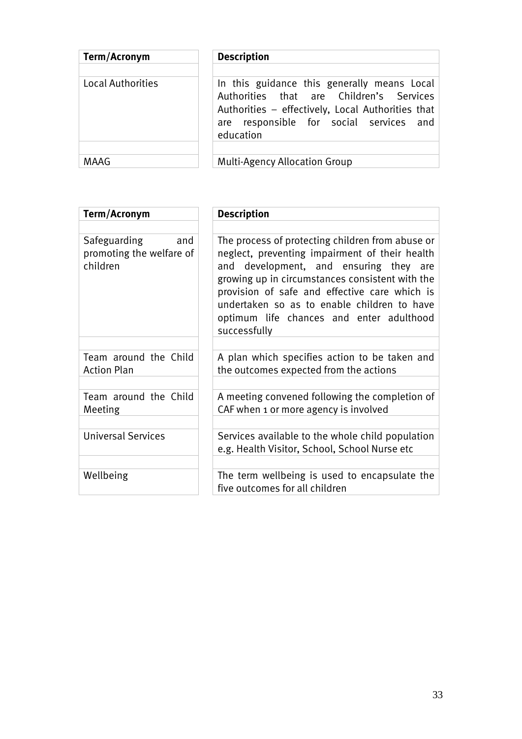| Term/Acronym | Description |
| --- | --- |
| Local Authorities | In this guidance this generally means Local Authorities that are Children's Services Authorities – effectively, Local Authorities that are responsible for social services and education |
| MAAG | Multi-Agency Allocation Group |

| Term/Acronym | Description |
| --- | --- |
| Safeguarding and promoting the welfare of children | The process of protecting children from abuse or neglect, preventing impairment of their health and development, and ensuring they are growing up in circumstances consistent with the provision of safe and effective care which is undertaken so as to enable children to have optimum life chances and enter adulthood successfully |
| Team around the Child Action Plan | A plan which specifies action to be taken and the outcomes expected from the actions |
| Team around the Child Meeting | A meeting convened following the completion of CAF when 1 or more agency is involved |
| Universal Services | Services available to the whole child population e.g. Health Visitor, School, School Nurse etc |
| Wellbeing | The term wellbeing is used to encapsulate the five outcomes for all children |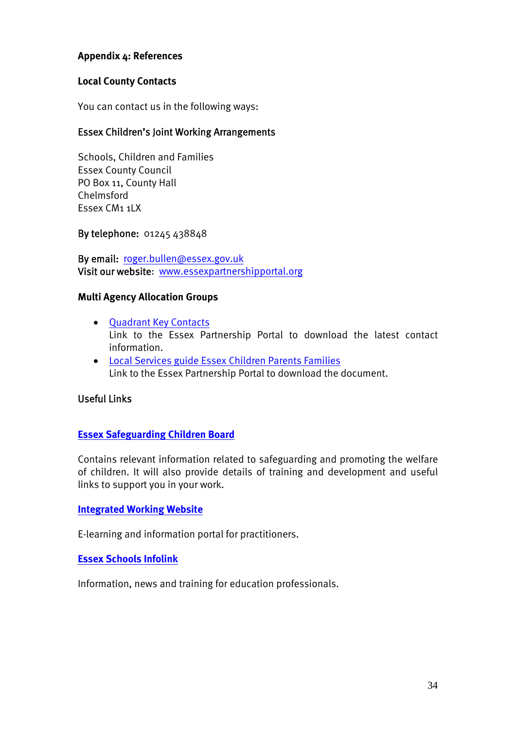## Appendix 4: References

### Local County Contacts

You can contact us in the following ways:

**Essex Children's Joint Working Arrangements**

Schools, Children and Families
Essex County Council
PO Box 11, County Hall
Chelmsford
Essex CM1 1LX

**By telephone:** 01245 438848

**By email:** roger.bullen@essex.gov.uk
**Visit our website:** www.essexpartnershipportal.org

### Multi Agency Allocation Groups

- Quadrant Key Contacts
  Link to the Essex Partnership Portal to download the latest contact information.
- Local Services guide Essex Children Parents Families
  Link to the Essex Partnership Portal to download the document.

**Useful Links**

**Essex Safeguarding Children Board**

Contains relevant information related to safeguarding and promoting the welfare of children. It will also provide details of training and development and useful links to support you in your work.

**Integrated Working Website**

E-learning and information portal for practitioners.

**Essex Schools Infolink**

Information, news and training for education professionals.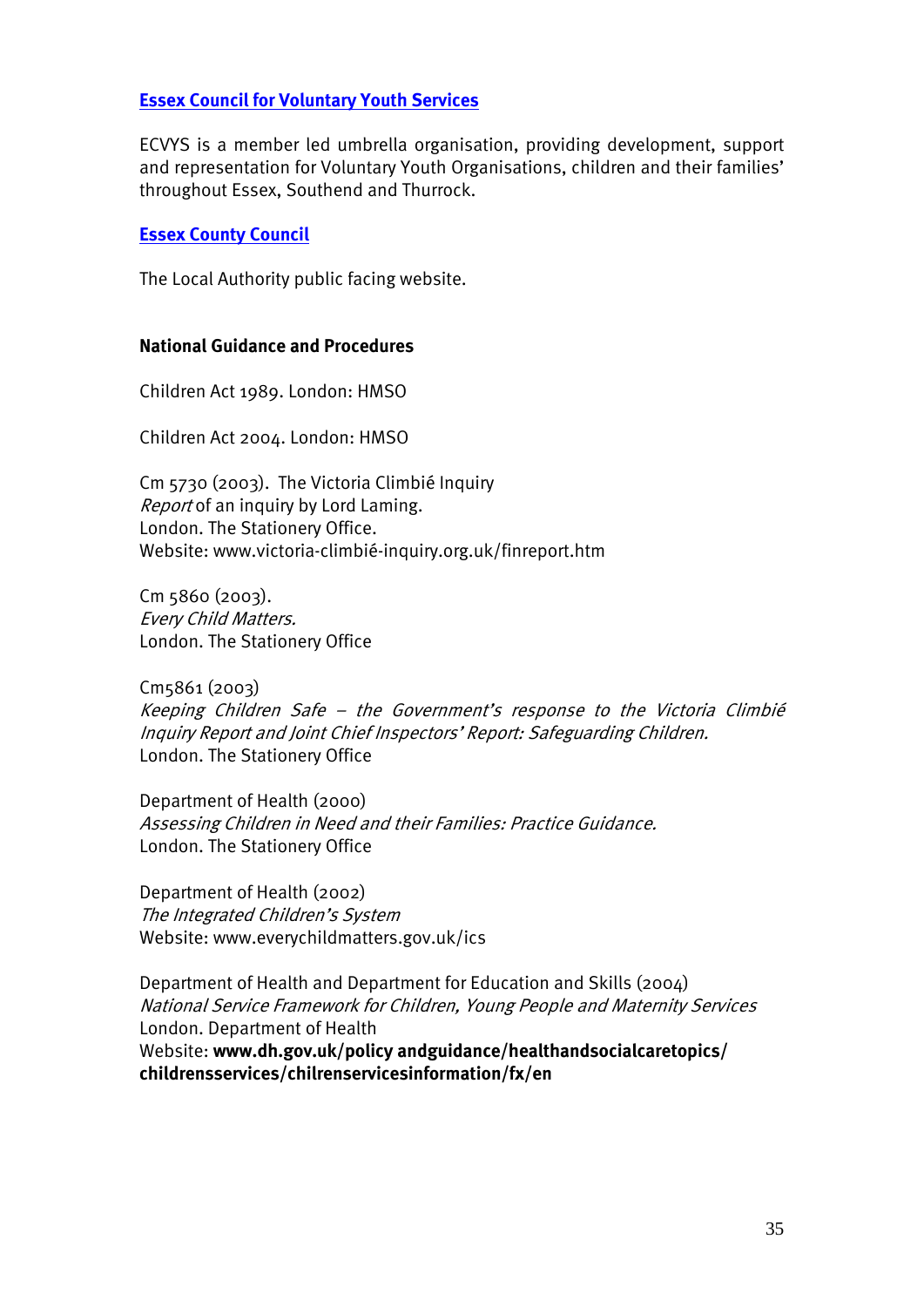**[Essex Council for Voluntary Youth Services]()**

ECVYS is a member led umbrella organisation, providing development, support and representation for Voluntary Youth Organisations, children and their families' throughout Essex, Southend and Thurrock.

**[Essex County Council]()**

The Local Authority public facing website.

**National Guidance and Procedures**

Children Act 1989. London: HMSO

Children Act 2004. London: HMSO

Cm 5730 (2003). The Victoria Climbié Inquiry
*Report* of an inquiry by Lord Laming.
London. The Stationery Office.
Website: www.victoria-climbié-inquiry.org.uk/finreport.htm

Cm 5860 (2003).
*Every Child Matters.*
London. The Stationery Office

Cm5861 (2003)
*Keeping Children Safe – the Government's response to the Victoria Climbié Inquiry Report and Joint Chief Inspectors' Report: Safeguarding Children.*
London. The Stationery Office

Department of Health (2000)
*Assessing Children in Need and their Families: Practice Guidance.*
London. The Stationery Office

Department of Health (2002)
*The Integrated Children's System*
Website: www.everychildmatters.gov.uk/ics

Department of Health and Department for Education and Skills (2004)
*National Service Framework for Children, Young People and Maternity Services*
London. Department of Health
Website: **www.dh.gov.uk/policy andguidance/healthandsocialcaretopics/ childrensservices/chilrenservicesinformation/fx/en**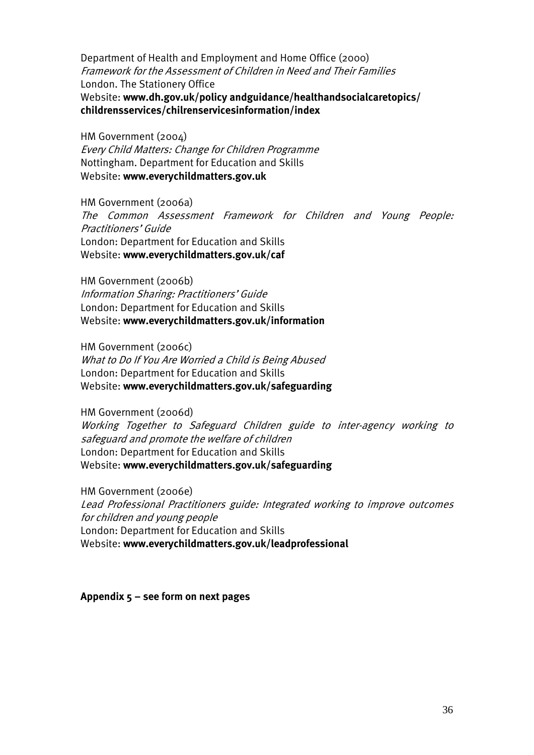Department of Health and Employment and Home Office (2000)
*Framework for the Assessment of Children in Need and Their Families*
London. The Stationery Office
Website: **www.dh.gov.uk/policy andguidance/healthandsocialcaretopics/childrensservices/chilrenservicesinformation/index**

HM Government (2004)
*Every Child Matters: Change for Children Programme*
Nottingham. Department for Education and Skills
Website: **www.everychildmatters.gov.uk**

HM Government (2006a)
*The Common Assessment Framework for Children and Young People: Practitioners' Guide*
London: Department for Education and Skills
Website: **www.everychildmatters.gov.uk/caf**

HM Government (2006b)
*Information Sharing: Practitioners' Guide*
London: Department for Education and Skills
Website: **www.everychildmatters.gov.uk/information**

HM Government (2006c)
*What to Do If You Are Worried a Child is Being Abused*
London: Department for Education and Skills
Website: **www.everychildmatters.gov.uk/safeguarding**

HM Government (2006d)
*Working Together to Safeguard Children guide to inter-agency working to safeguard and promote the welfare of children*
London: Department for Education and Skills
Website: **www.everychildmatters.gov.uk/safeguarding**

HM Government (2006e)
*Lead Professional Practitioners guide: Integrated working to improve outcomes for children and young people*
London: Department for Education and Skills
Website: **www.everychildmatters.gov.uk/leadprofessional**

**Appendix 5 – see form on next pages**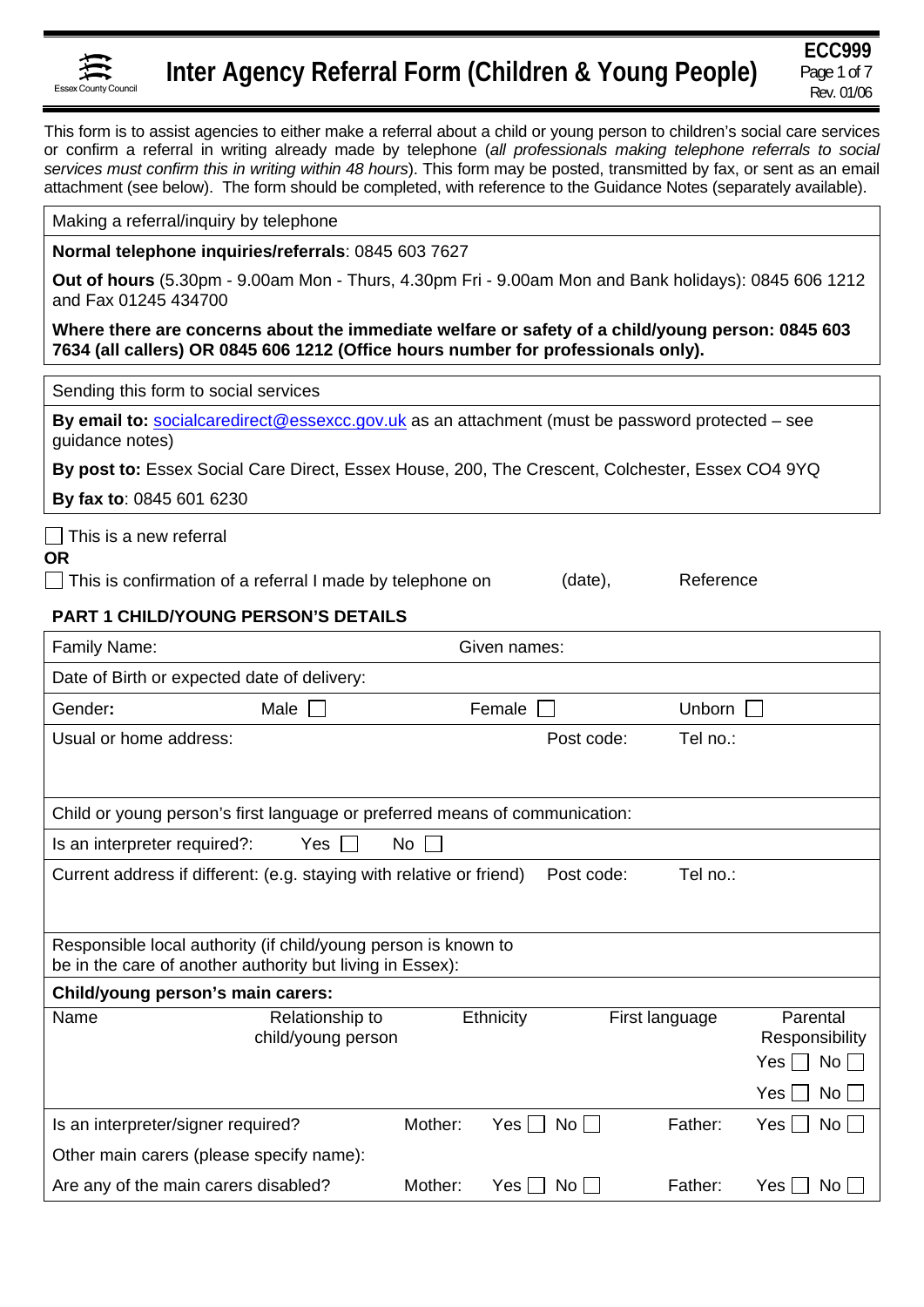Essex County Council

# Inter Agency Referral Form (Children & Young People)

**ECC999**
Page 1 of 7
Rev. 01/06

This form is to assist agencies to either make a referral about a child or young person to children's social care services or confirm a referral in writing already made by telephone (*all professionals making telephone referrals to social services must confirm this in writing within 48 hours*). This form may be posted, transmitted by fax, or sent as an email attachment (see below). The form should be completed, with reference to the Guidance Notes (separately available).

| Making a referral/inquiry by telephone |
|---|
| **Normal telephone inquiries/referrals**: 0845 603 7627 |
| **Out of hours** (5.30pm - 9.00am Mon - Thurs, 4.30pm Fri - 9.00am Mon and Bank holidays): 0845 606 1212 and Fax 01245 434700 |
| **Where there are concerns about the immediate welfare or safety of a child/young person: 0845 603 7634 (all callers) OR 0845 606 1212 (Office hours number for professionals only).** |

| Sending this form to social services |
|---|
| **By email to:** socialcaredirect@essexcc.gov.uk as an attachment (must be password protected – see guidance notes) |
| **By post to:** Essex Social Care Direct, Essex House, 200, The Crescent, Colchester, Essex CO4 9YQ |
| **By fax to**: 0845 601 6230 |

☐ This is a new referral

**OR**

☐ This is confirmation of a referral I made by telephone on (date), Reference

**PART 1 CHILD/YOUNG PERSON'S DETAILS**

| Family Name: | | Given names: | | |
|---|---|---|---|---|
| Date of Birth or expected date of delivery: | | | | |
| Gender**:** | Male ☐ | Female ☐ | Unborn ☐ | |
| Usual or home address: | | Post code: | Tel no.: | |
| Child or young person's first language or preferred means of communication: | | | | |
| Is an interpreter required?: | Yes ☐ | No ☐ | | |
| Current address if different: (e.g. staying with relative or friend) | | Post code: | Tel no.: | |
| Responsible local authority (if child/young person is known to be in the care of another authority but living in Essex): | | | | |
| **Child/young person's main carers:** | | | | |
| Name | Relationship to child/young person | Ethnicity | First language | Parental Responsibility |
| | | | | Yes ☐ No ☐ |
| | | | | Yes ☐ No ☐ |
| Is an interpreter/signer required? | Mother: | Yes ☐ No ☐ | Father: | Yes ☐ No ☐ |
| Other main carers (please specify name): | | | | |
| Are any of the main carers disabled? | Mother: | Yes ☐ No ☐ | Father: | Yes ☐ No ☐ |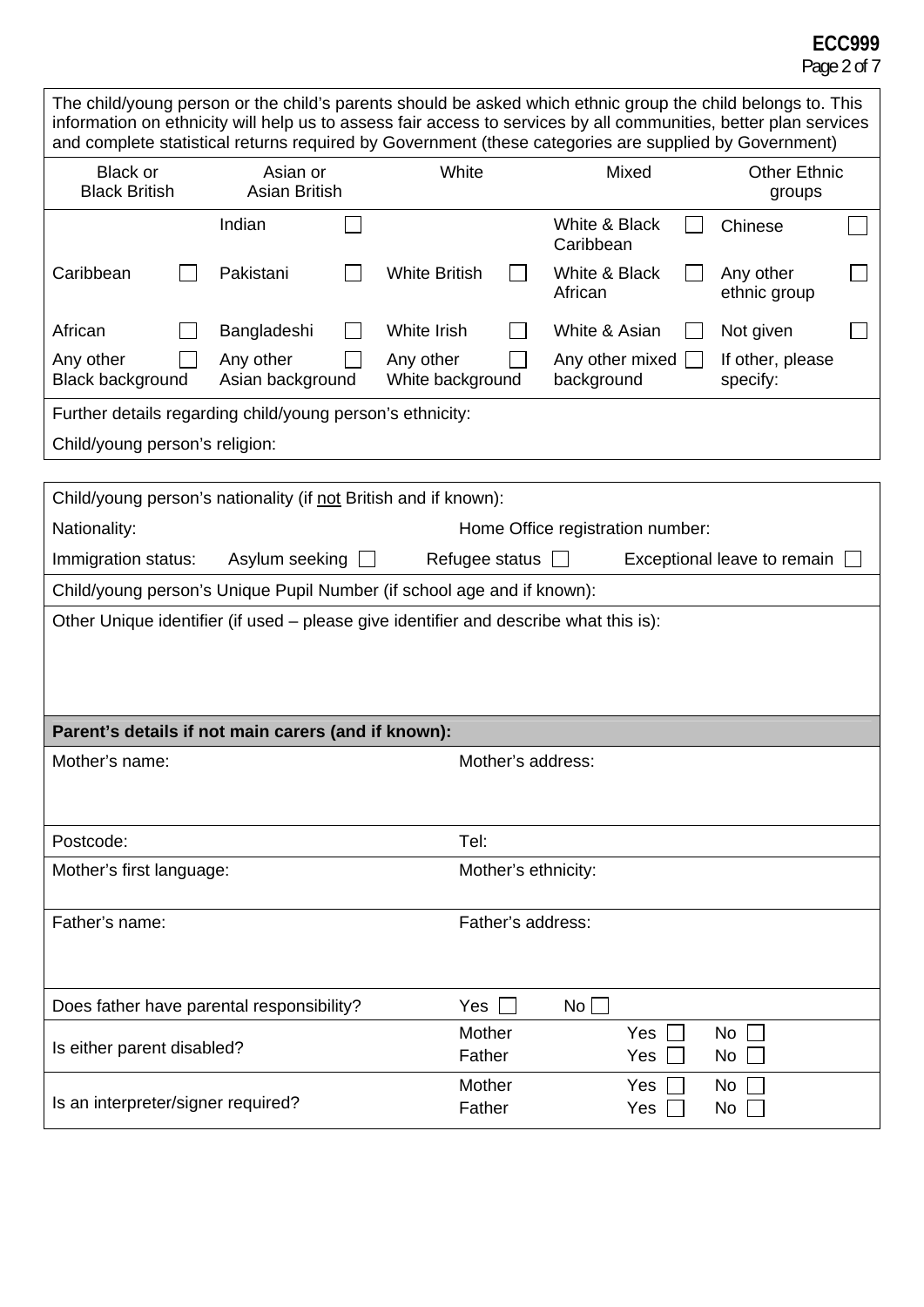The child/young person or the child's parents should be asked which ethnic group the child belongs to. This information on ethnicity will help us to assess fair access to services by all communities, better plan services and complete statistical returns required by Government (these categories are supplied by Government)

| Black or Black British | | Asian or Asian British | | White | | Mixed | | Other Ethnic groups | |
|---|---|---|---|---|---|---|---|---|---|
| | | Indian | ☐ | | | White & Black Caribbean | ☐ | Chinese | ☐ |
| Caribbean | ☐ | Pakistani | ☐ | White British | ☐ | White & Black African | ☐ | Any other ethnic group | ☐ |
| African | ☐ | Bangladeshi | ☐ | White Irish | ☐ | White & Asian | ☐ | Not given | ☐ |
| Any other Black background | ☐ | Any other Asian background | ☐ | Any other White background | ☐ | Any other mixed background | ☐ | If other, please specify: | |

Further details regarding child/young person's ethnicity:

Child/young person's religion:

---

Child/young person's nationality (if not British and if known):

Nationality: Home Office registration number:

Immigration status: Asylum seeking ☐ Refugee status ☐ Exceptional leave to remain ☐

Child/young person's Unique Pupil Number (if school age and if known):

Other Unique identifier (if used – please give identifier and describe what this is):

**Parent's details if not main carers (and if known):**

| | |
|---|---|
| Mother's name: | Mother's address: |
| Postcode: | Tel: |
| Mother's first language: | Mother's ethnicity: |
| Father's name: | Father's address: |

| | | | |
|---|---|---|---|
| Does father have parental responsibility? | | Yes ☐ | No ☐ |
| Is either parent disabled? | Mother | Yes ☐ | No ☐ |
| | Father | Yes ☐ | No ☐ |
| Is an interpreter/signer required? | Mother | Yes ☐ | No ☐ |
| | Father | Yes ☐ | No ☐ |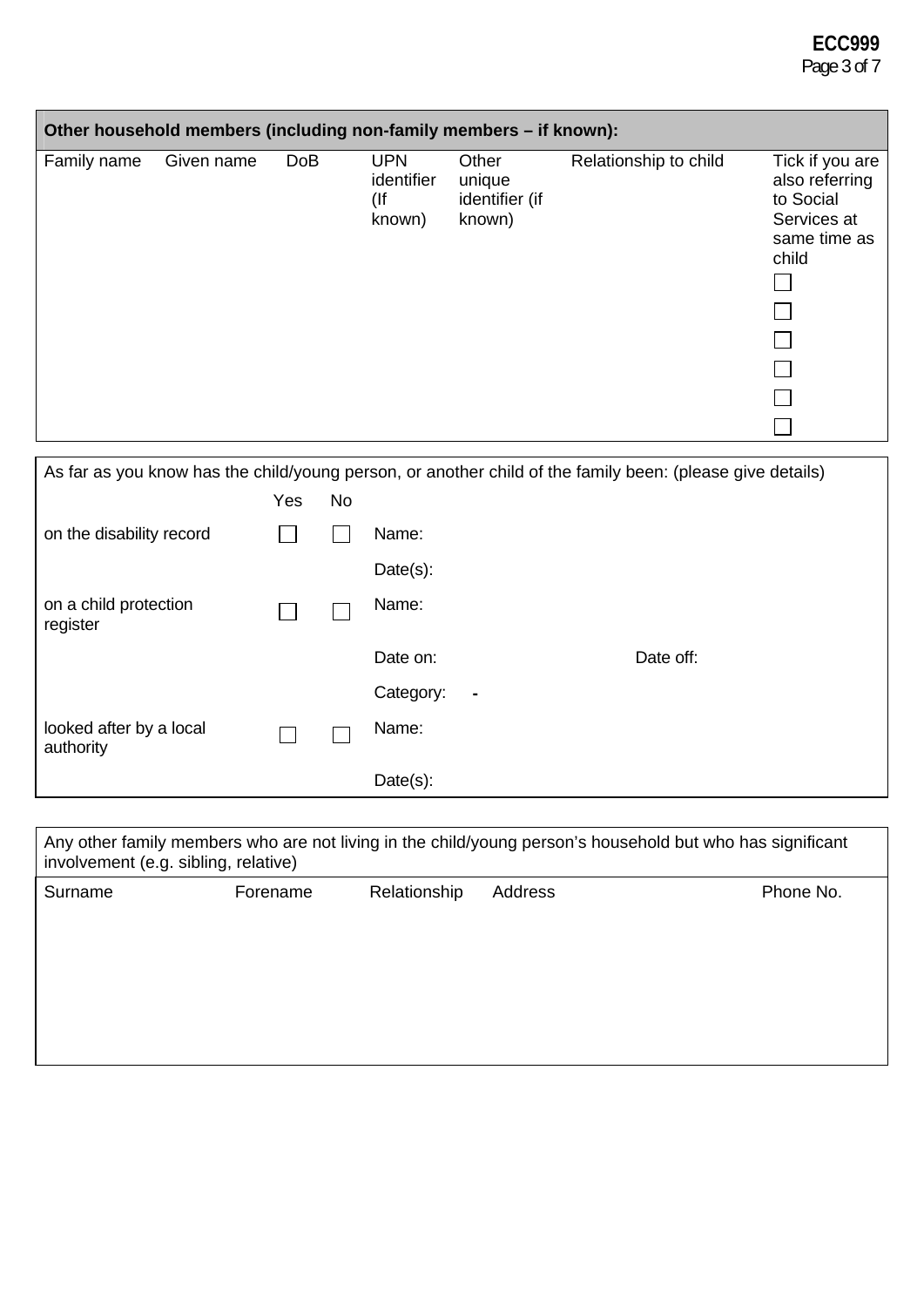## Other household members (including non-family members – if known):

| Family name | Given name | DoB | UPN identifier (If known) | Other unique identifier (if known) | Relationship to child | Tick if you are also referring to Social Services at same time as child |
|---|---|---|---|---|---|---|
| | | | | | | ☐ |
| | | | | | | ☐ |
| | | | | | | ☐ |
| | | | | | | ☐ |
| | | | | | | ☐ |
| | | | | | | ☐ |

As far as you know has the child/young person, or another child of the family been: (please give details)

| | Yes | No | | |
|---|---|---|---|---|
| on the disability record | ☐ | ☐ | Name: | |
| | | | Date(s): | |
| on a child protection register | ☐ | ☐ | Name: | |
| | | | Date on: | Date off: |
| | | | Category: - | |
| looked after by a local authority | ☐ | ☐ | Name: | |
| | | | Date(s): | |

Any other family members who are not living in the child/young person's household but who has significant involvement (e.g. sibling, relative)

| Surname | Forename | Relationship | Address | Phone No. |
|---|---|---|---|---|
| | | | | |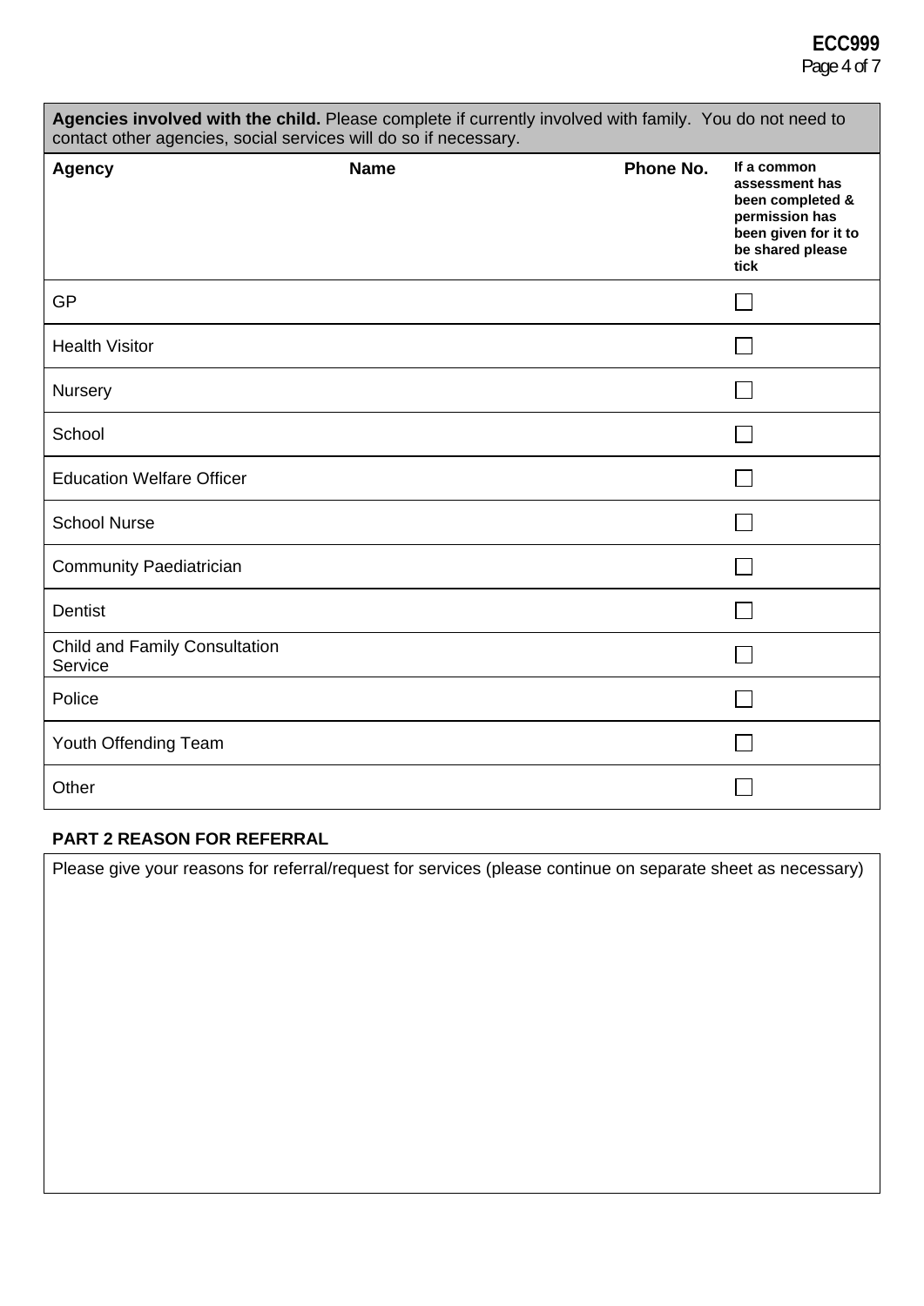**Agencies involved with the child.** Please complete if currently involved with family. You do not need to contact other agencies, social services will do so if necessary.

| Agency | Name | Phone No. | If a common assessment has been completed & permission has been given for it to be shared please tick |
|---|---|---|---|
| GP | | | ☐ |
| Health Visitor | | | ☐ |
| Nursery | | | ☐ |
| School | | | ☐ |
| Education Welfare Officer | | | ☐ |
| School Nurse | | | ☐ |
| Community Paediatrician | | | ☐ |
| Dentist | | | ☐ |
| Child and Family Consultation Service | | | ☐ |
| Police | | | ☐ |
| Youth Offending Team | | | ☐ |
| Other | | | ☐ |

**PART 2 REASON FOR REFERRAL**

Please give your reasons for referral/request for services (please continue on separate sheet as necessary)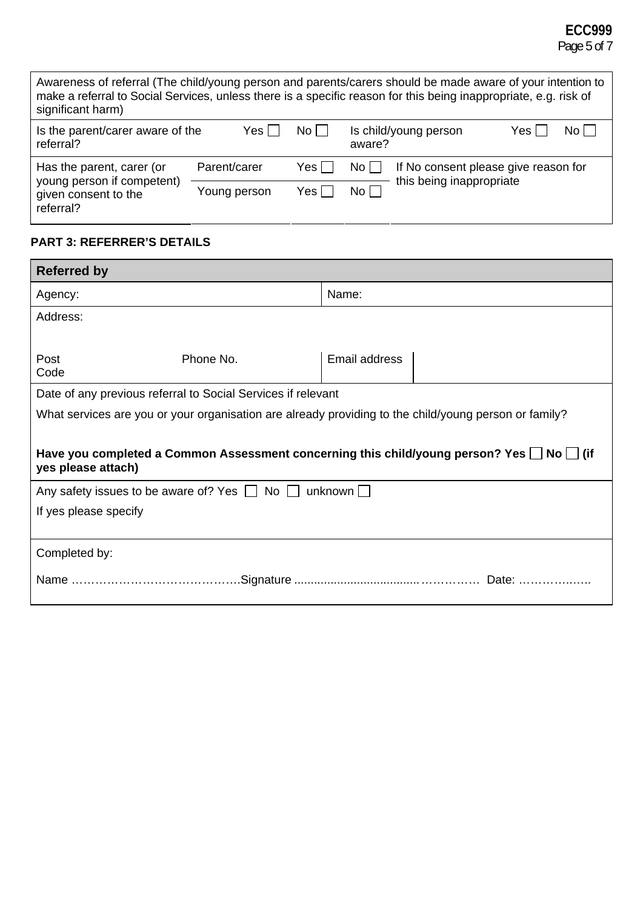| Awareness of referral (The child/young person and parents/carers should be made aware of your intention to make a referral to Social Services, unless there is a specific reason for this being inappropriate, e.g. risk of significant harm) | | | | |
|---|---|---|---|---|
| Is the parent/carer aware of the referral? | Yes ☐ | No ☐ | Is child/young person aware? | Yes ☐ No ☐ |
| Has the parent, carer (or young person if competent) given consent to the referral? | Parent/carer | Yes ☐ | No ☐ | If No consent please give reason for this being inappropriate |
| | Young person | Yes ☐ | No ☐ | |

**PART 3: REFERRER'S DETAILS**

| **Referred by** | | |
|---|---|---|
| Agency: | Name: | |
| Address: | | |
| Post Code Phone No. | Email address | |
| Date of any previous referral to Social Services if relevant | | |
| What services are you or your organisation are already providing to the child/young person or family? | | |
| **Have you completed a Common Assessment concerning this child/young person? Yes ☐ No ☐ (if yes please attach)** | | |
| Any safety issues to be aware of? Yes ☐ No ☐ unknown ☐<br>If yes please specify | | |
| Completed by:<br>Name ……………………………………Signature ...................................…………… Date: ………….….. | | |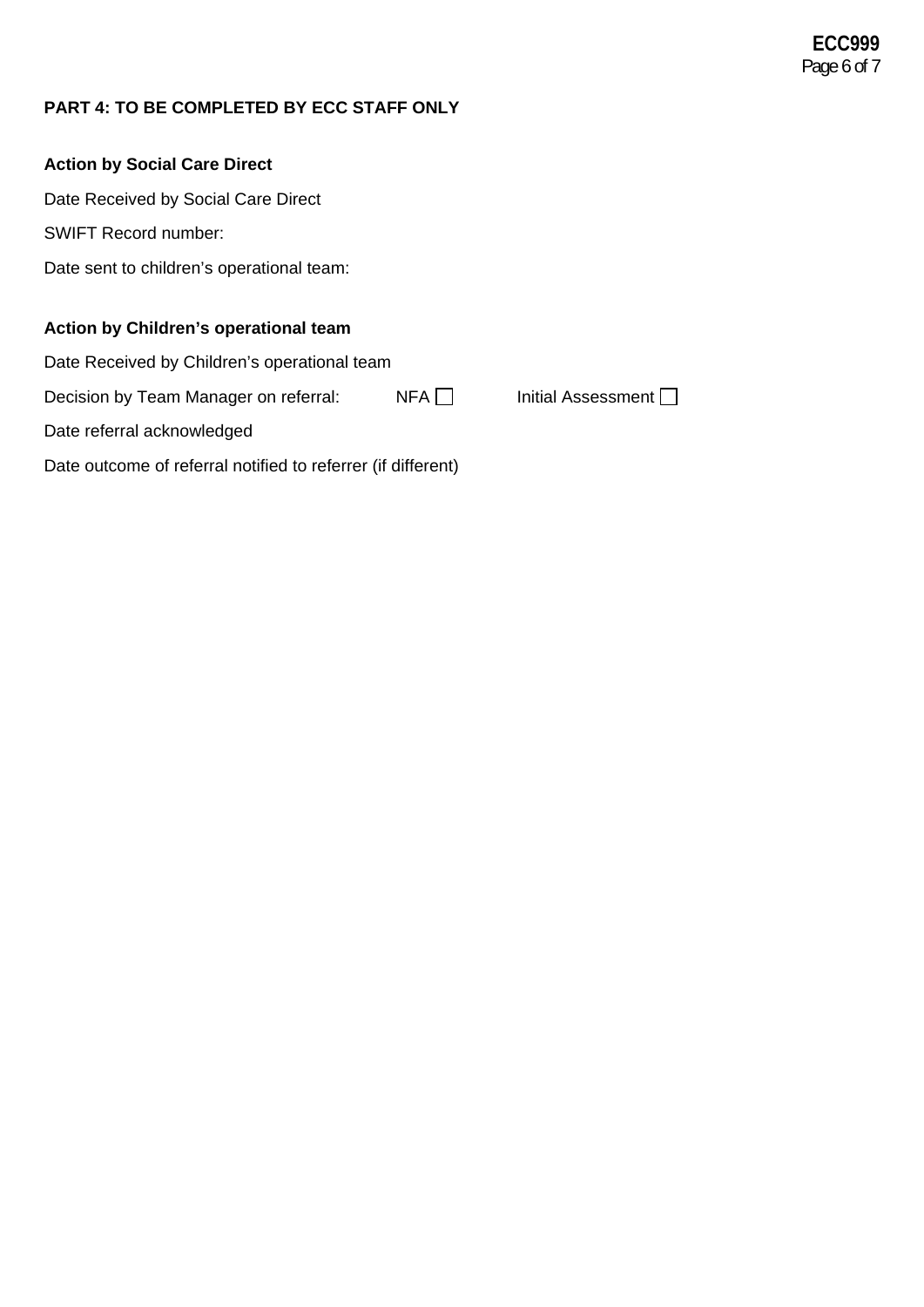## PART 4: TO BE COMPLETED BY ECC STAFF ONLY

**Action by Social Care Direct**

Date Received by Social Care Direct

SWIFT Record number:

Date sent to children's operational team:

**Action by Children's operational team**

Date Received by Children's operational team

Decision by Team Manager on referral: NFA ☐ Initial Assessment ☐

Date referral acknowledged

Date outcome of referral notified to referrer (if different)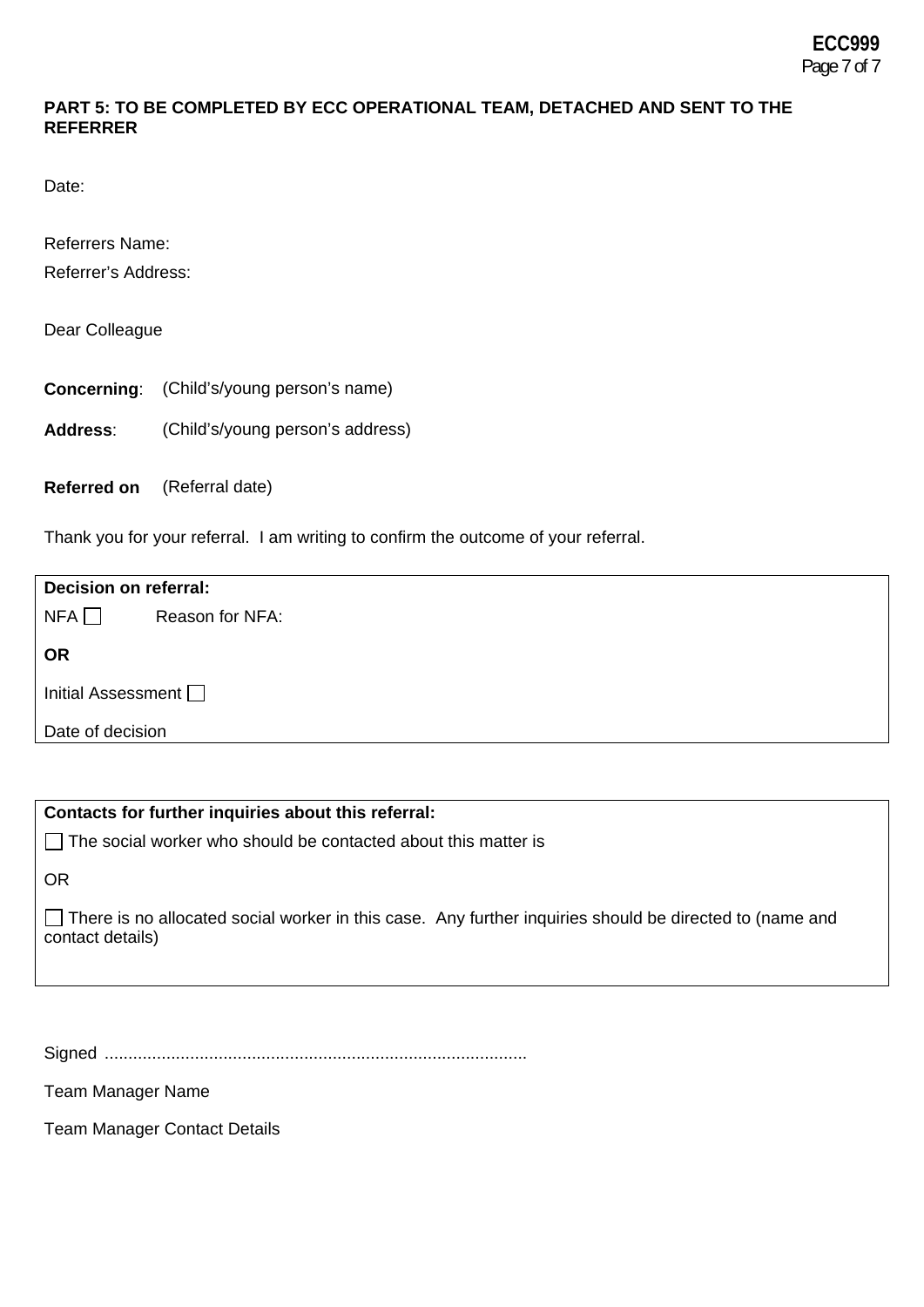**PART 5: TO BE COMPLETED BY ECC OPERATIONAL TEAM, DETACHED AND SENT TO THE REFERRER**

Date:

Referrers Name:

Referrer's Address:

Dear Colleague

**Concerning**: (Child's/young person's name)

**Address**: (Child's/young person's address)

**Referred on** (Referral date)

Thank you for your referral. I am writing to confirm the outcome of your referral.

| **Decision on referral:** |
|---|
| NFA ☐ &nbsp;&nbsp;&nbsp;&nbsp; Reason for NFA: |
| **OR** |
| Initial Assessment ☐ |
| Date of decision |

| **Contacts for further inquiries about this referral:** |
|---|
| ☐ The social worker who should be contacted about this matter is |
| OR |
| ☐ There is no allocated social worker in this case. Any further inquiries should be directed to (name and contact details) |

Signed ........................................................................................

Team Manager Name

Team Manager Contact Details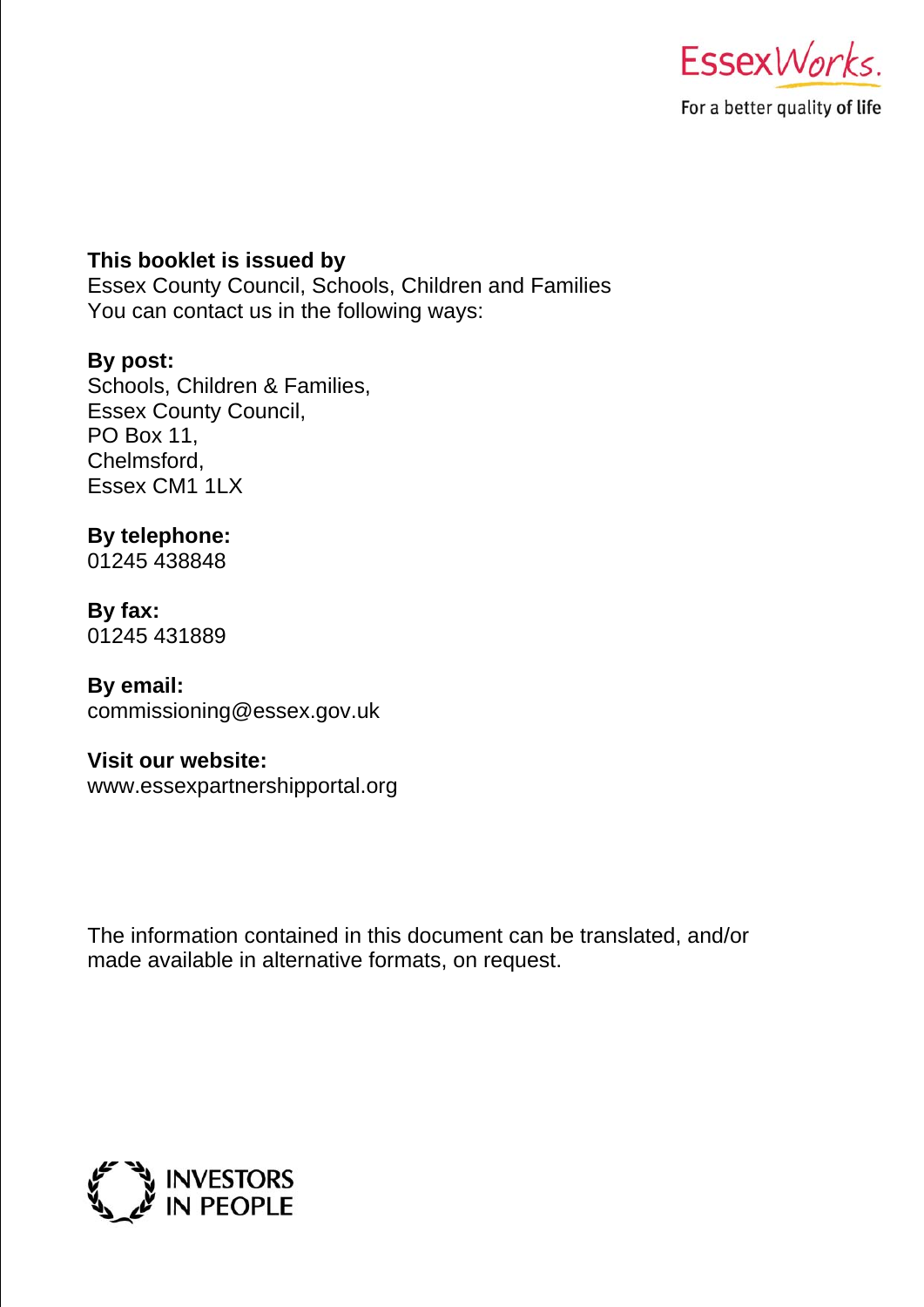EssexWorks.
For a better quality of life

**This booklet is issued by**
Essex County Council, Schools, Children and Families
You can contact us in the following ways:

**By post:**
Schools, Children & Families,
Essex County Council,
PO Box 11,
Chelmsford,
Essex CM1 1LX

**By telephone:**
01245 438848

**By fax:**
01245 431889

**By email:**
commissioning@essex.gov.uk

**Visit our website:**
www.essexpartnershipportal.org

The information contained in this document can be translated, and/or made available in alternative formats, on request.

INVESTORS IN PEOPLE